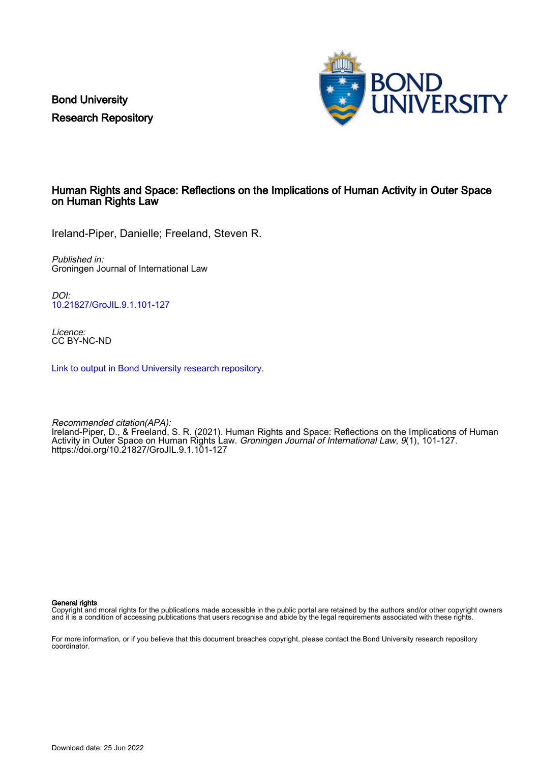Bond University
Research Repository

# Human Rights and Space: Reflections on the Implications of Human Activity in Outer Space on Human Rights Law

Ireland-Piper, Danielle; Freeland, Steven R.

*Published in:*
Groningen Journal of International Law

*DOI:*
10.21827/GroJIL.9.1.101-127

*Licence:*
CC BY-NC-ND

Link to output in Bond University research repository.

*Recommended citation(APA):*
Ireland-Piper, D., & Freeland, S. R. (2021). Human Rights and Space: Reflections on the Implications of Human Activity in Outer Space on Human Rights Law. *Groningen Journal of International Law*, *9*(1), 101-127. https://doi.org/10.21827/GroJIL.9.1.101-127

**General rights**
Copyright and moral rights for the publications made accessible in the public portal are retained by the authors and/or other copyright owners and it is a condition of accessing publications that users recognise and abide by the legal requirements associated with these rights.

For more information, or if you believe that this document breaches copyright, please contact the Bond University research repository coordinator.

Download date: 25 Jun 2022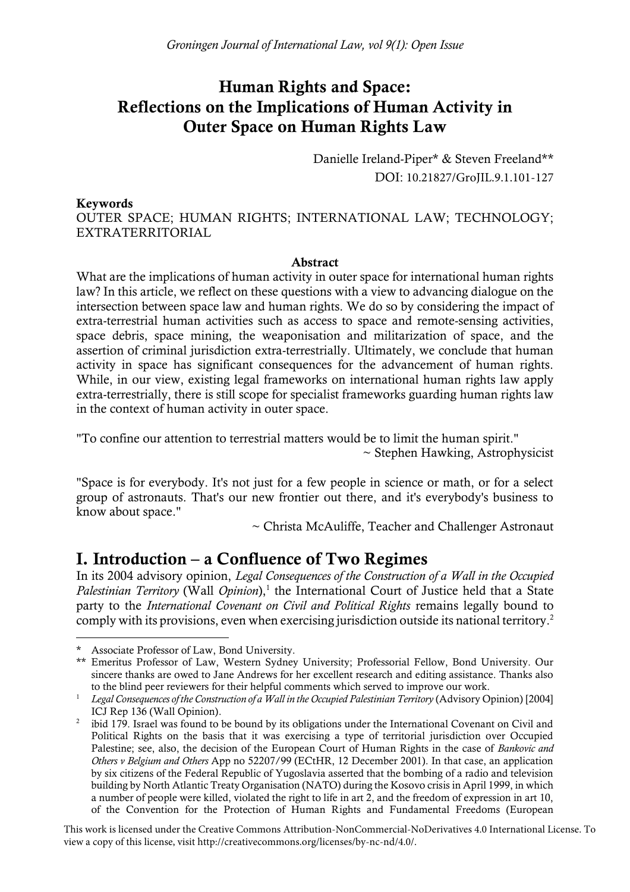# Human Rights and Space: Reflections on the Implications of Human Activity in Outer Space on Human Rights Law

Danielle Ireland-Piper* & Steven Freeland**

DOI: 10.21827/GroJIL.9.1.101-127

**Keywords**

OUTER SPACE; HUMAN RIGHTS; INTERNATIONAL LAW; TECHNOLOGY; EXTRATERRITORIAL

**Abstract**

What are the implications of human activity in outer space for international human rights law? In this article, we reflect on these questions with a view to advancing dialogue on the intersection between space law and human rights. We do so by considering the impact of extra-terrestrial human activities such as access to space and remote-sensing activities, space debris, space mining, the weaponisation and militarization of space, and the assertion of criminal jurisdiction extra-terrestrially. Ultimately, we conclude that human activity in space has significant consequences for the advancement of human rights. While, in our view, existing legal frameworks on international human rights law apply extra-terrestrially, there is still scope for specialist frameworks guarding human rights law in the context of human activity in outer space.

"To confine our attention to terrestrial matters would be to limit the human spirit."
~ Stephen Hawking, Astrophysicist

"Space is for everybody. It's not just for a few people in science or math, or for a select group of astronauts. That's our new frontier out there, and it's everybody's business to know about space."
~ Christa McAuliffe, Teacher and Challenger Astronaut

## I. Introduction – a Confluence of Two Regimes

In its 2004 advisory opinion, *Legal Consequences of the Construction of a Wall in the Occupied Palestinian Territory* (Wall *Opinion*),[1] the International Court of Justice held that a State party to the *International Covenant on Civil and Political Rights* remains legally bound to comply with its provisions, even when exercising jurisdiction outside its national territory.[2]

---

\* Associate Professor of Law, Bond University.

\*\* Emeritus Professor of Law, Western Sydney University; Professorial Fellow, Bond University. Our sincere thanks are owed to Jane Andrews for her excellent research and editing assistance. Thanks also to the blind peer reviewers for their helpful comments which served to improve our work.

[1] *Legal Consequences of the Construction of a Wall in the Occupied Palestinian Territory* (Advisory Opinion) [2004] ICJ Rep 136 (Wall Opinion).

[2] ibid 179. Israel was found to be bound by its obligations under the International Covenant on Civil and Political Rights on the basis that it was exercising a type of territorial jurisdiction over Occupied Palestine; see, also, the decision of the European Court of Human Rights in the case of *Bankovic and Others v Belgium and Others* App no 52207/99 (ECtHR, 12 December 2001). In that case, an application by six citizens of the Federal Republic of Yugoslavia asserted that the bombing of a radio and television building by North Atlantic Treaty Organisation (NATO) during the Kosovo crisis in April 1999, in which a number of people were killed, violated the right to life in art 2, and the freedom of expression in art 10, of the Convention for the Protection of Human Rights and Fundamental Freedoms (European

This work is licensed under the Creative Commons Attribution-NonCommercial-NoDerivatives 4.0 International License. To view a copy of this license, visit http://creativecommons.org/licenses/by-nc-nd/4.0/.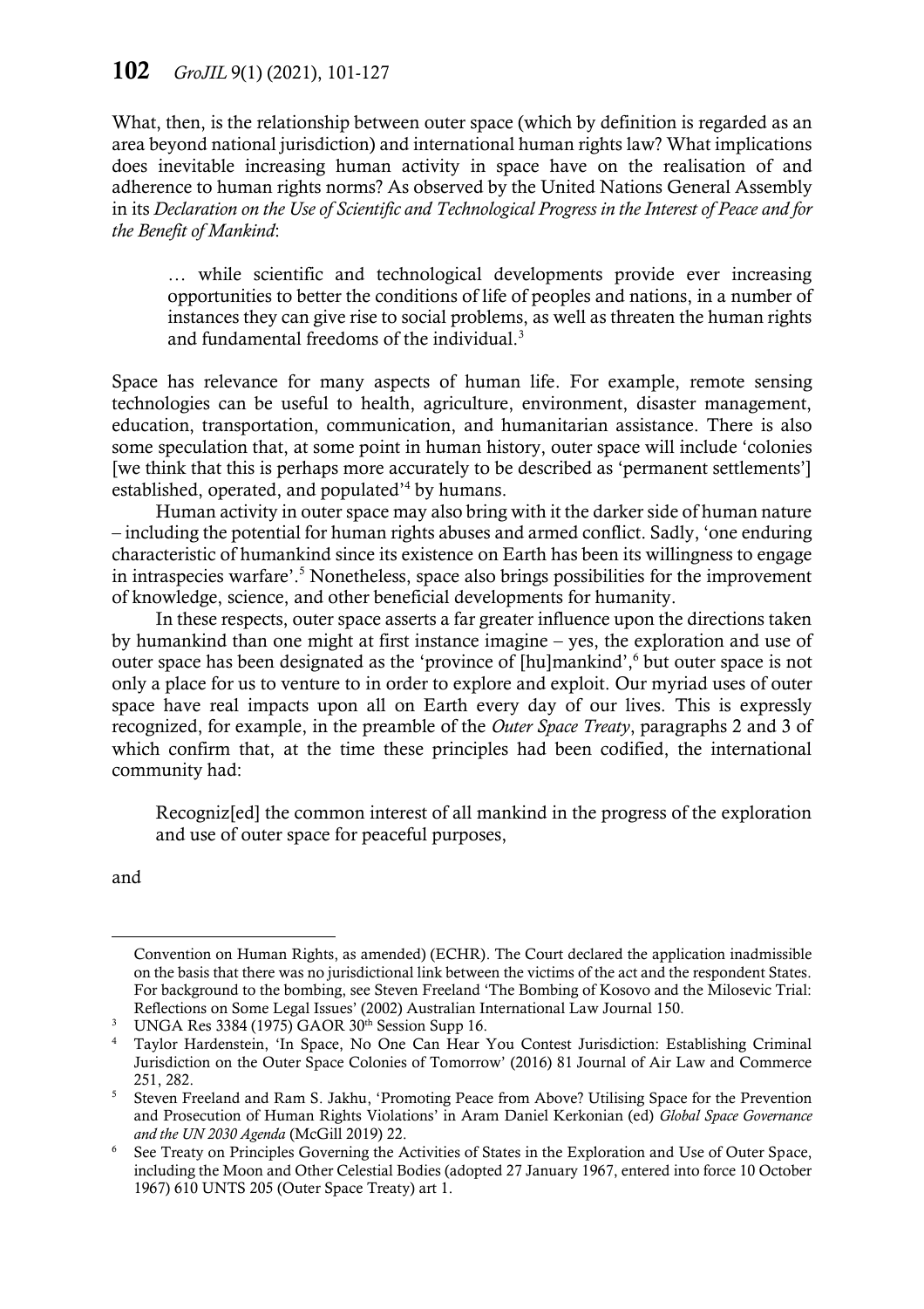What, then, is the relationship between outer space (which by definition is regarded as an area beyond national jurisdiction) and international human rights law? What implications does inevitable increasing human activity in space have on the realisation of and adherence to human rights norms? As observed by the United Nations General Assembly in its *Declaration on the Use of Scientific and Technological Progress in the Interest of Peace and for the Benefit of Mankind*:

> … while scientific and technological developments provide ever increasing opportunities to better the conditions of life of peoples and nations, in a number of instances they can give rise to social problems, as well as threaten the human rights and fundamental freedoms of the individual.[3]

Space has relevance for many aspects of human life. For example, remote sensing technologies can be useful to health, agriculture, environment, disaster management, education, transportation, communication, and humanitarian assistance. There is also some speculation that, at some point in human history, outer space will include 'colonies [we think that this is perhaps more accurately to be described as 'permanent settlements'] established, operated, and populated'[4] by humans.

Human activity in outer space may also bring with it the darker side of human nature – including the potential for human rights abuses and armed conflict. Sadly, 'one enduring characteristic of humankind since its existence on Earth has been its willingness to engage in intraspecies warfare'.[5] Nonetheless, space also brings possibilities for the improvement of knowledge, science, and other beneficial developments for humanity.

In these respects, outer space asserts a far greater influence upon the directions taken by humankind than one might at first instance imagine – yes, the exploration and use of outer space has been designated as the 'province of [hu]mankind',[6] but outer space is not only a place for us to venture to in order to explore and exploit. Our myriad uses of outer space have real impacts upon all on Earth every day of our lives. This is expressly recognized, for example, in the preamble of the *Outer Space Treaty*, paragraphs 2 and 3 of which confirm that, at the time these principles had been codified, the international community had:

> Recogniz[ed] the common interest of all mankind in the progress of the exploration and use of outer space for peaceful purposes,

and

---

Convention on Human Rights, as amended) (ECHR). The Court declared the application inadmissible on the basis that there was no jurisdictional link between the victims of the act and the respondent States. For background to the bombing, see Steven Freeland 'The Bombing of Kosovo and the Milosevic Trial: Reflections on Some Legal Issues' (2002) Australian International Law Journal 150.

[3] UNGA Res 3384 (1975) GAOR 30th Session Supp 16.

[4] Taylor Hardenstein, 'In Space, No One Can Hear You Contest Jurisdiction: Establishing Criminal Jurisdiction on the Outer Space Colonies of Tomorrow' (2016) 81 Journal of Air Law and Commerce 251, 282.

[5] Steven Freeland and Ram S. Jakhu, 'Promoting Peace from Above? Utilising Space for the Prevention and Prosecution of Human Rights Violations' in Aram Daniel Kerkonian (ed) *Global Space Governance and the UN 2030 Agenda* (McGill 2019) 22.

[6] See Treaty on Principles Governing the Activities of States in the Exploration and Use of Outer Space, including the Moon and Other Celestial Bodies (adopted 27 January 1967, entered into force 10 October 1967) 610 UNTS 205 (Outer Space Treaty) art 1.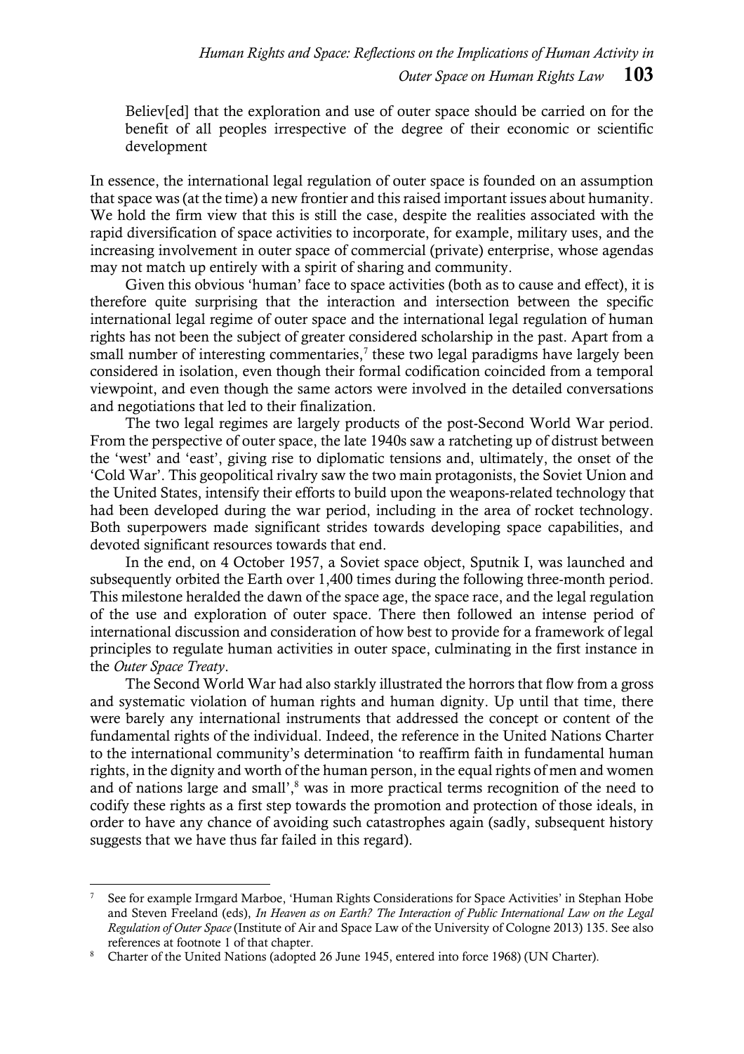> Believ[ed] that the exploration and use of outer space should be carried on for the benefit of all peoples irrespective of the degree of their economic or scientific development

In essence, the international legal regulation of outer space is founded on an assumption that space was (at the time) a new frontier and this raised important issues about humanity. We hold the firm view that this is still the case, despite the realities associated with the rapid diversification of space activities to incorporate, for example, military uses, and the increasing involvement in outer space of commercial (private) enterprise, whose agendas may not match up entirely with a spirit of sharing and community.

Given this obvious 'human' face to space activities (both as to cause and effect), it is therefore quite surprising that the interaction and intersection between the specific international legal regime of outer space and the international legal regulation of human rights has not been the subject of greater considered scholarship in the past. Apart from a small number of interesting commentaries,[7] these two legal paradigms have largely been considered in isolation, even though their formal codification coincided from a temporal viewpoint, and even though the same actors were involved in the detailed conversations and negotiations that led to their finalization.

The two legal regimes are largely products of the post-Second World War period. From the perspective of outer space, the late 1940s saw a ratcheting up of distrust between the 'west' and 'east', giving rise to diplomatic tensions and, ultimately, the onset of the 'Cold War'. This geopolitical rivalry saw the two main protagonists, the Soviet Union and the United States, intensify their efforts to build upon the weapons-related technology that had been developed during the war period, including in the area of rocket technology. Both superpowers made significant strides towards developing space capabilities, and devoted significant resources towards that end.

In the end, on 4 October 1957, a Soviet space object, Sputnik I, was launched and subsequently orbited the Earth over 1,400 times during the following three-month period. This milestone heralded the dawn of the space age, the space race, and the legal regulation of the use and exploration of outer space. There then followed an intense period of international discussion and consideration of how best to provide for a framework of legal principles to regulate human activities in outer space, culminating in the first instance in the *Outer Space Treaty*.

The Second World War had also starkly illustrated the horrors that flow from a gross and systematic violation of human rights and human dignity. Up until that time, there were barely any international instruments that addressed the concept or content of the fundamental rights of the individual. Indeed, the reference in the United Nations Charter to the international community's determination 'to reaffirm faith in fundamental human rights, in the dignity and worth of the human person, in the equal rights of men and women and of nations large and small',[8] was in more practical terms recognition of the need to codify these rights as a first step towards the promotion and protection of those ideals, in order to have any chance of avoiding such catastrophes again (sadly, subsequent history suggests that we have thus far failed in this regard).

---

[7] See for example Irmgard Marboe, 'Human Rights Considerations for Space Activities' in Stephan Hobe and Steven Freeland (eds), *In Heaven as on Earth? The Interaction of Public International Law on the Legal Regulation of Outer Space* (Institute of Air and Space Law of the University of Cologne 2013) 135. See also references at footnote 1 of that chapter.

[8] Charter of the United Nations (adopted 26 June 1945, entered into force 1968) (UN Charter).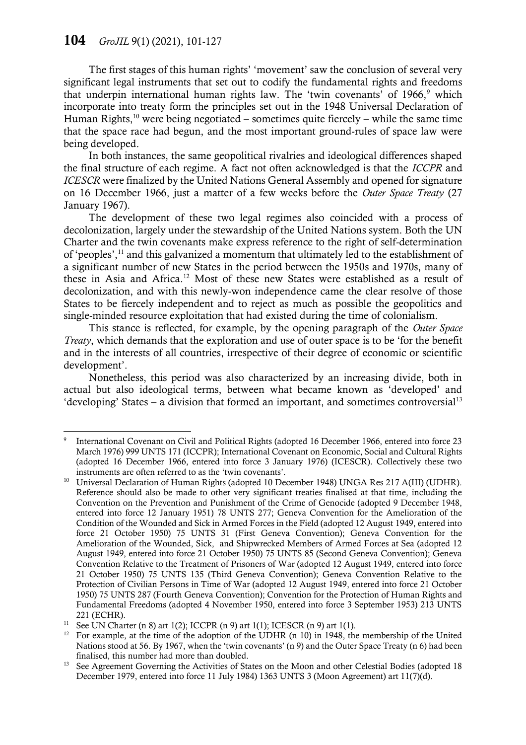The first stages of this human rights' 'movement' saw the conclusion of several very significant legal instruments that set out to codify the fundamental rights and freedoms that underpin international human rights law. The 'twin covenants' of 1966,[9] which incorporate into treaty form the principles set out in the 1948 Universal Declaration of Human Rights,[10] were being negotiated – sometimes quite fiercely – while the same time that the space race had begun, and the most important ground-rules of space law were being developed.

In both instances, the same geopolitical rivalries and ideological differences shaped the final structure of each regime. A fact not often acknowledged is that the *ICCPR* and *ICESCR* were finalized by the United Nations General Assembly and opened for signature on 16 December 1966, just a matter of a few weeks before the *Outer Space Treaty* (27 January 1967).

The development of these two legal regimes also coincided with a process of decolonization, largely under the stewardship of the United Nations system. Both the UN Charter and the twin covenants make express reference to the right of self-determination of 'peoples',[11] and this galvanized a momentum that ultimately led to the establishment of a significant number of new States in the period between the 1950s and 1970s, many of these in Asia and Africa.[12] Most of these new States were established as a result of decolonization, and with this newly-won independence came the clear resolve of those States to be fiercely independent and to reject as much as possible the geopolitics and single-minded resource exploitation that had existed during the time of colonialism.

This stance is reflected, for example, by the opening paragraph of the *Outer Space Treaty*, which demands that the exploration and use of outer space is to be 'for the benefit and in the interests of all countries, irrespective of their degree of economic or scientific development'.

Nonetheless, this period was also characterized by an increasing divide, both in actual but also ideological terms, between what became known as 'developed' and 'developing' States – a division that formed an important, and sometimes controversial[13]

---

[9] International Covenant on Civil and Political Rights (adopted 16 December 1966, entered into force 23 March 1976) 999 UNTS 171 (ICCPR); International Covenant on Economic, Social and Cultural Rights (adopted 16 December 1966, entered into force 3 January 1976) (ICESCR). Collectively these two instruments are often referred to as the 'twin covenants'.

[10] Universal Declaration of Human Rights (adopted 10 December 1948) UNGA Res 217 A(III) (UDHR). Reference should also be made to other very significant treaties finalised at that time, including the Convention on the Prevention and Punishment of the Crime of Genocide (adopted 9 December 1948, entered into force 12 January 1951) 78 UNTS 277; Geneva Convention for the Amelioration of the Condition of the Wounded and Sick in Armed Forces in the Field (adopted 12 August 1949, entered into force 21 October 1950) 75 UNTS 31 (First Geneva Convention); Geneva Convention for the Amelioration of the Wounded, Sick, and Shipwrecked Members of Armed Forces at Sea (adopted 12 August 1949, entered into force 21 October 1950) 75 UNTS 85 (Second Geneva Convention); Geneva Convention Relative to the Treatment of Prisoners of War (adopted 12 August 1949, entered into force 21 October 1950) 75 UNTS 135 (Third Geneva Convention); Geneva Convention Relative to the Protection of Civilian Persons in Time of War (adopted 12 August 1949, entered into force 21 October 1950) 75 UNTS 287 (Fourth Geneva Convention); Convention for the Protection of Human Rights and Fundamental Freedoms (adopted 4 November 1950, entered into force 3 September 1953) 213 UNTS 221 (ECHR).

[11] See UN Charter (n 8) art 1(2); ICCPR (n 9) art 1(1); ICESCR (n 9) art 1(1).

[12] For example, at the time of the adoption of the UDHR (n 10) in 1948, the membership of the United Nations stood at 56. By 1967, when the 'twin covenants' (n 9) and the Outer Space Treaty (n 6) had been finalised, this number had more than doubled.

[13] See Agreement Governing the Activities of States on the Moon and other Celestial Bodies (adopted 18 December 1979, entered into force 11 July 1984) 1363 UNTS 3 (Moon Agreement) art 11(7)(d).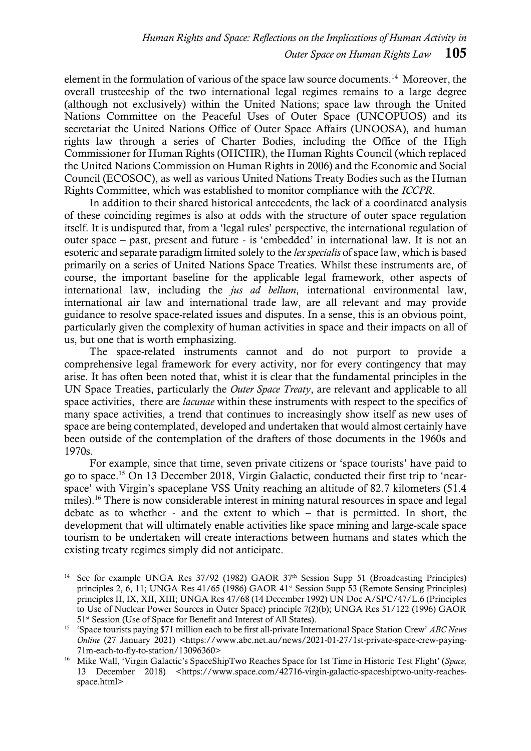element in the formulation of various of the space law source documents.[14] Moreover, the overall trusteeship of the two international legal regimes remains to a large degree (although not exclusively) within the United Nations; space law through the United Nations Committee on the Peaceful Uses of Outer Space (UNCOPUOS) and its secretariat the United Nations Office of Outer Space Affairs (UNOOSA), and human rights law through a series of Charter Bodies, including the Office of the High Commissioner for Human Rights (OHCHR), the Human Rights Council (which replaced the United Nations Commission on Human Rights in 2006) and the Economic and Social Council (ECOSOC), as well as various United Nations Treaty Bodies such as the Human Rights Committee, which was established to monitor compliance with the *ICCPR*.

In addition to their shared historical antecedents, the lack of a coordinated analysis of these coinciding regimes is also at odds with the structure of outer space regulation itself. It is undisputed that, from a 'legal rules' perspective, the international regulation of outer space – past, present and future - is 'embedded' in international law. It is not an esoteric and separate paradigm limited solely to the *lex specialis* of space law, which is based primarily on a series of United Nations Space Treaties. Whilst these instruments are, of course, the important baseline for the applicable legal framework, other aspects of international law, including the *jus ad bellum*, international environmental law, international air law and international trade law, are all relevant and may provide guidance to resolve space-related issues and disputes. In a sense, this is an obvious point, particularly given the complexity of human activities in space and their impacts on all of us, but one that is worth emphasizing.

The space-related instruments cannot and do not purport to provide a comprehensive legal framework for every activity, nor for every contingency that may arise. It has often been noted that, whist it is clear that the fundamental principles in the UN Space Treaties, particularly the *Outer Space Treaty*, are relevant and applicable to all space activities, there are *lacunae* within these instruments with respect to the specifics of many space activities, a trend that continues to increasingly show itself as new uses of space are being contemplated, developed and undertaken that would almost certainly have been outside of the contemplation of the drafters of those documents in the 1960s and 1970s.

For example, since that time, seven private citizens or 'space tourists' have paid to go to space.[15] On 13 December 2018, Virgin Galactic, conducted their first trip to 'near-space' with Virgin's spaceplane VSS Unity reaching an altitude of 82.7 kilometers (51.4 miles).[16] There is now considerable interest in mining natural resources in space and legal debate as to whether - and the extent to which – that is permitted. In short, the development that will ultimately enable activities like space mining and large-scale space tourism to be undertaken will create interactions between humans and states which the existing treaty regimes simply did not anticipate.

---

[14] See for example UNGA Res 37/92 (1982) GAOR 37th Session Supp 51 (Broadcasting Principles) principles 2, 6, 11; UNGA Res 41/65 (1986) GAOR 41st Session Supp 53 (Remote Sensing Principles) principles II, IX, XII, XIII; UNGA Res 47/68 (14 December 1992) UN Doc A/SPC/47/L.6 (Principles to Use of Nuclear Power Sources in Outer Space) principle 7(2)(b); UNGA Res 51/122 (1996) GAOR 51st Session (Use of Space for Benefit and Interest of All States).

[15] 'Space tourists paying $71 million each to be first all-private International Space Station Crew' *ABC News Online* (27 January 2021) <https://www.abc.net.au/news/2021-01-27/1st-private-space-crew-paying-71m-each-to-fly-to-station/13096360>

[16] Mike Wall, 'Virgin Galactic's SpaceShipTwo Reaches Space for 1st Time in Historic Test Flight' (*Space,* 13 December 2018) <https://www.space.com/42716-virgin-galactic-spaceshiptwo-unity-reaches-space.html>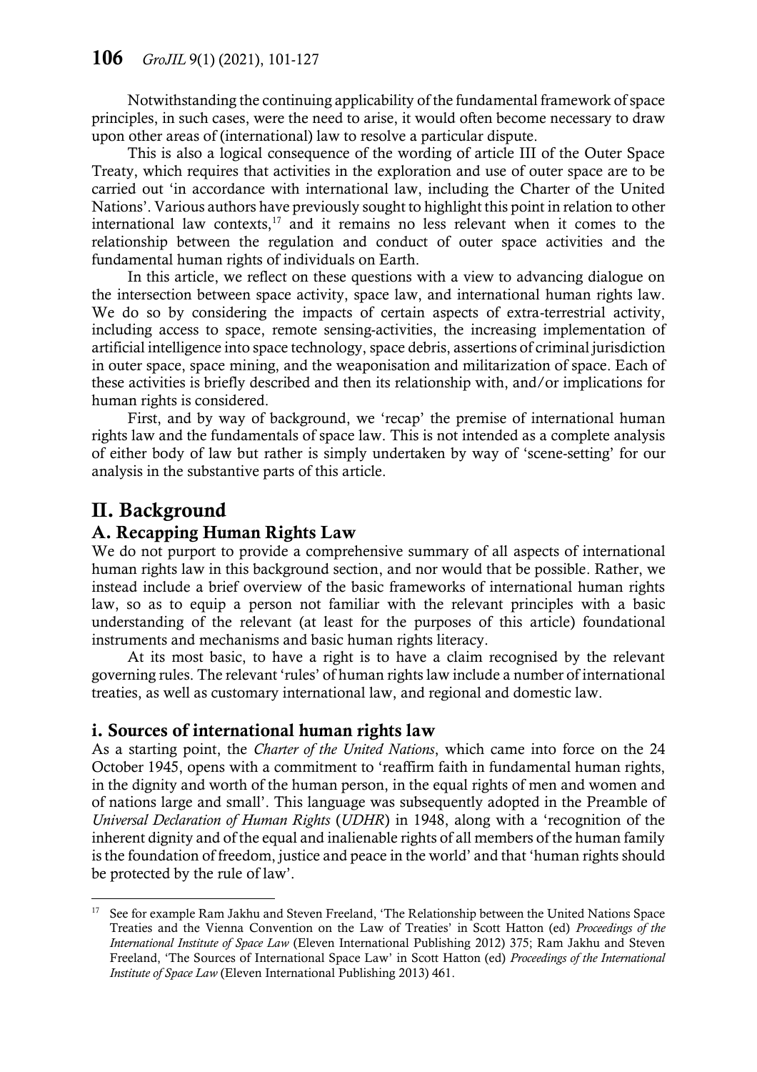Notwithstanding the continuing applicability of the fundamental framework of space principles, in such cases, were the need to arise, it would often become necessary to draw upon other areas of (international) law to resolve a particular dispute.

This is also a logical consequence of the wording of article III of the Outer Space Treaty, which requires that activities in the exploration and use of outer space are to be carried out 'in accordance with international law, including the Charter of the United Nations'. Various authors have previously sought to highlight this point in relation to other international law contexts,[17] and it remains no less relevant when it comes to the relationship between the regulation and conduct of outer space activities and the fundamental human rights of individuals on Earth.

In this article, we reflect on these questions with a view to advancing dialogue on the intersection between space activity, space law, and international human rights law. We do so by considering the impacts of certain aspects of extra-terrestrial activity, including access to space, remote sensing-activities, the increasing implementation of artificial intelligence into space technology, space debris, assertions of criminal jurisdiction in outer space, space mining, and the weaponisation and militarization of space. Each of these activities is briefly described and then its relationship with, and/or implications for human rights is considered.

First, and by way of background, we 'recap' the premise of international human rights law and the fundamentals of space law. This is not intended as a complete analysis of either body of law but rather is simply undertaken by way of 'scene-setting' for our analysis in the substantive parts of this article.

## II. Background

### A. Recapping Human Rights Law

We do not purport to provide a comprehensive summary of all aspects of international human rights law in this background section, and nor would that be possible. Rather, we instead include a brief overview of the basic frameworks of international human rights law, so as to equip a person not familiar with the relevant principles with a basic understanding of the relevant (at least for the purposes of this article) foundational instruments and mechanisms and basic human rights literacy.

At its most basic, to have a right is to have a claim recognised by the relevant governing rules. The relevant 'rules' of human rights law include a number of international treaties, as well as customary international law, and regional and domestic law.

#### i. Sources of international human rights law

As a starting point, the *Charter of the United Nations*, which came into force on the 24 October 1945, opens with a commitment to 'reaffirm faith in fundamental human rights, in the dignity and worth of the human person, in the equal rights of men and women and of nations large and small'. This language was subsequently adopted in the Preamble of *Universal Declaration of Human Rights* (*UDHR*) in 1948, along with a 'recognition of the inherent dignity and of the equal and inalienable rights of all members of the human family is the foundation of freedom, justice and peace in the world' and that 'human rights should be protected by the rule of law'.

---

[17] See for example Ram Jakhu and Steven Freeland, 'The Relationship between the United Nations Space Treaties and the Vienna Convention on the Law of Treaties' in Scott Hatton (ed) *Proceedings of the International Institute of Space Law* (Eleven International Publishing 2012) 375; Ram Jakhu and Steven Freeland, 'The Sources of International Space Law' in Scott Hatton (ed) *Proceedings of the International Institute of Space Law* (Eleven International Publishing 2013) 461.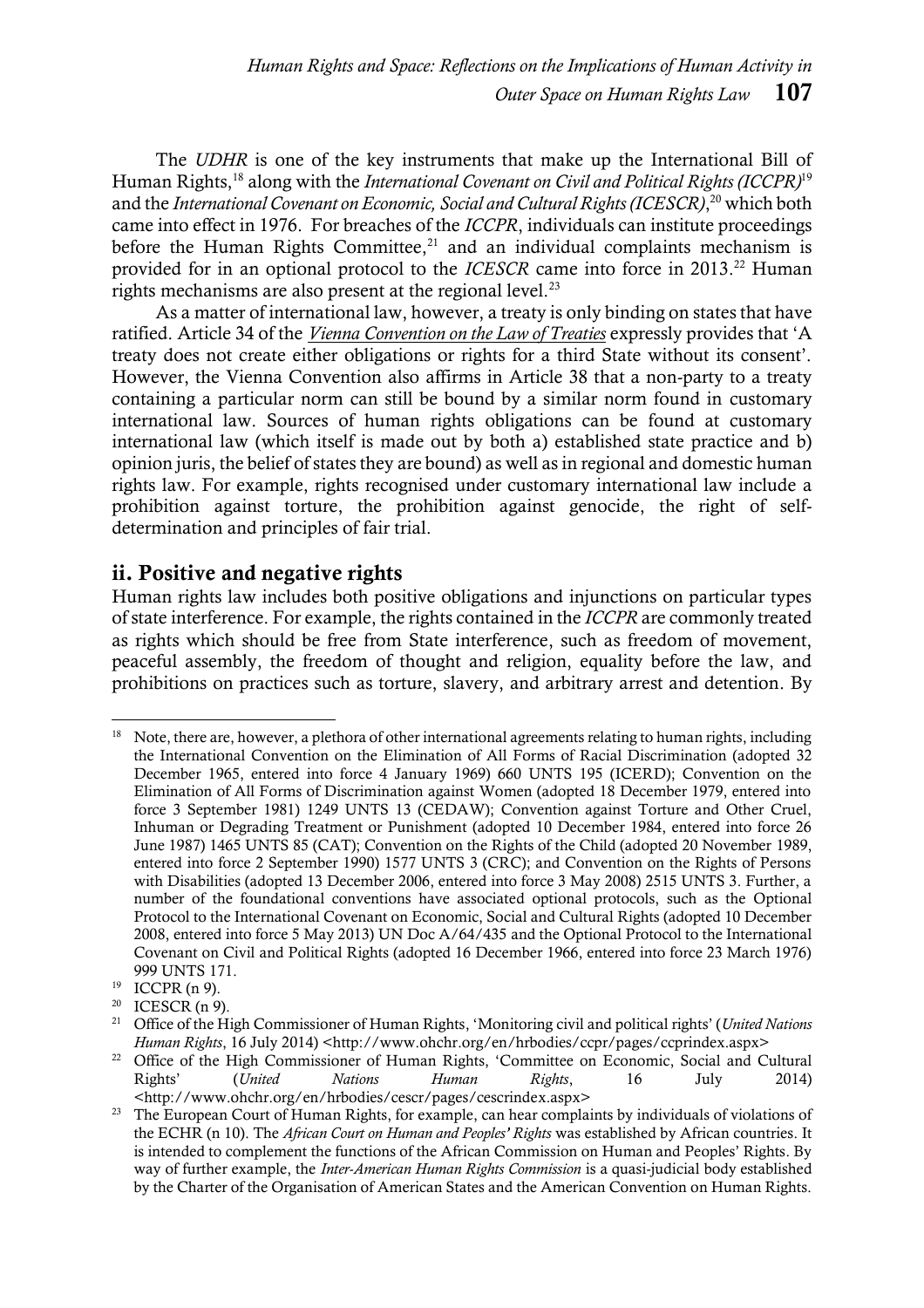The *UDHR* is one of the key instruments that make up the International Bill of Human Rights,[18] along with the *International Covenant on Civil and Political Rights (ICCPR)*[19] and the *International Covenant on Economic, Social and Cultural Rights (ICESCR)*,[20] which both came into effect in 1976. For breaches of the *ICCPR*, individuals can institute proceedings before the Human Rights Committee,[21] and an individual complaints mechanism is provided for in an optional protocol to the *ICESCR* came into force in 2013.[22] Human rights mechanisms are also present at the regional level.[23]

As a matter of international law, however, a treaty is only binding on states that have ratified. Article 34 of the *Vienna Convention on the Law of Treaties* expressly provides that 'A treaty does not create either obligations or rights for a third State without its consent'. However, the Vienna Convention also affirms in Article 38 that a non-party to a treaty containing a particular norm can still be bound by a similar norm found in customary international law. Sources of human rights obligations can be found at customary international law (which itself is made out by both a) established state practice and b) opinion juris, the belief of states they are bound) as well as in regional and domestic human rights law. For example, rights recognised under customary international law include a prohibition against torture, the prohibition against genocide, the right of self-determination and principles of fair trial.

## ii. Positive and negative rights

Human rights law includes both positive obligations and injunctions on particular types of state interference. For example, the rights contained in the *ICCPR* are commonly treated as rights which should be free from State interference, such as freedom of movement, peaceful assembly, the freedom of thought and religion, equality before the law, and prohibitions on practices such as torture, slavery, and arbitrary arrest and detention. By

---

[18] Note, there are, however, a plethora of other international agreements relating to human rights, including the International Convention on the Elimination of All Forms of Racial Discrimination (adopted 32 December 1965, entered into force 4 January 1969) 660 UNTS 195 (ICERD); Convention on the Elimination of All Forms of Discrimination against Women (adopted 18 December 1979, entered into force 3 September 1981) 1249 UNTS 13 (CEDAW); Convention against Torture and Other Cruel, Inhuman or Degrading Treatment or Punishment (adopted 10 December 1984, entered into force 26 June 1987) 1465 UNTS 85 (CAT); Convention on the Rights of the Child (adopted 20 November 1989, entered into force 2 September 1990) 1577 UNTS 3 (CRC); and Convention on the Rights of Persons with Disabilities (adopted 13 December 2006, entered into force 3 May 2008) 2515 UNTS 3. Further, a number of the foundational conventions have associated optional protocols, such as the Optional Protocol to the International Covenant on Economic, Social and Cultural Rights (adopted 10 December 2008, entered into force 5 May 2013) UN Doc A/64/435 and the Optional Protocol to the International Covenant on Civil and Political Rights (adopted 16 December 1966, entered into force 23 March 1976) 999 UNTS 171.

[19] ICCPR (n 9).

[20] ICESCR (n 9).

[21] Office of the High Commissioner of Human Rights, 'Monitoring civil and political rights' (*United Nations Human Rights*, 16 July 2014) <http://www.ohchr.org/en/hrbodies/ccpr/pages/ccprindex.aspx>

[22] Office of the High Commissioner of Human Rights, 'Committee on Economic, Social and Cultural Rights' (*United Nations Human Rights*, 16 July 2014) <http://www.ohchr.org/en/hrbodies/cescr/pages/cescrindex.aspx>

[23] The European Court of Human Rights, for example, can hear complaints by individuals of violations of the ECHR (n 10). The *African Court on Human and Peoples' Rights* was established by African countries. It is intended to complement the functions of the African Commission on Human and Peoples' Rights. By way of further example, the *Inter-American Human Rights Commission* is a quasi-judicial body established by the Charter of the Organisation of American States and the American Convention on Human Rights.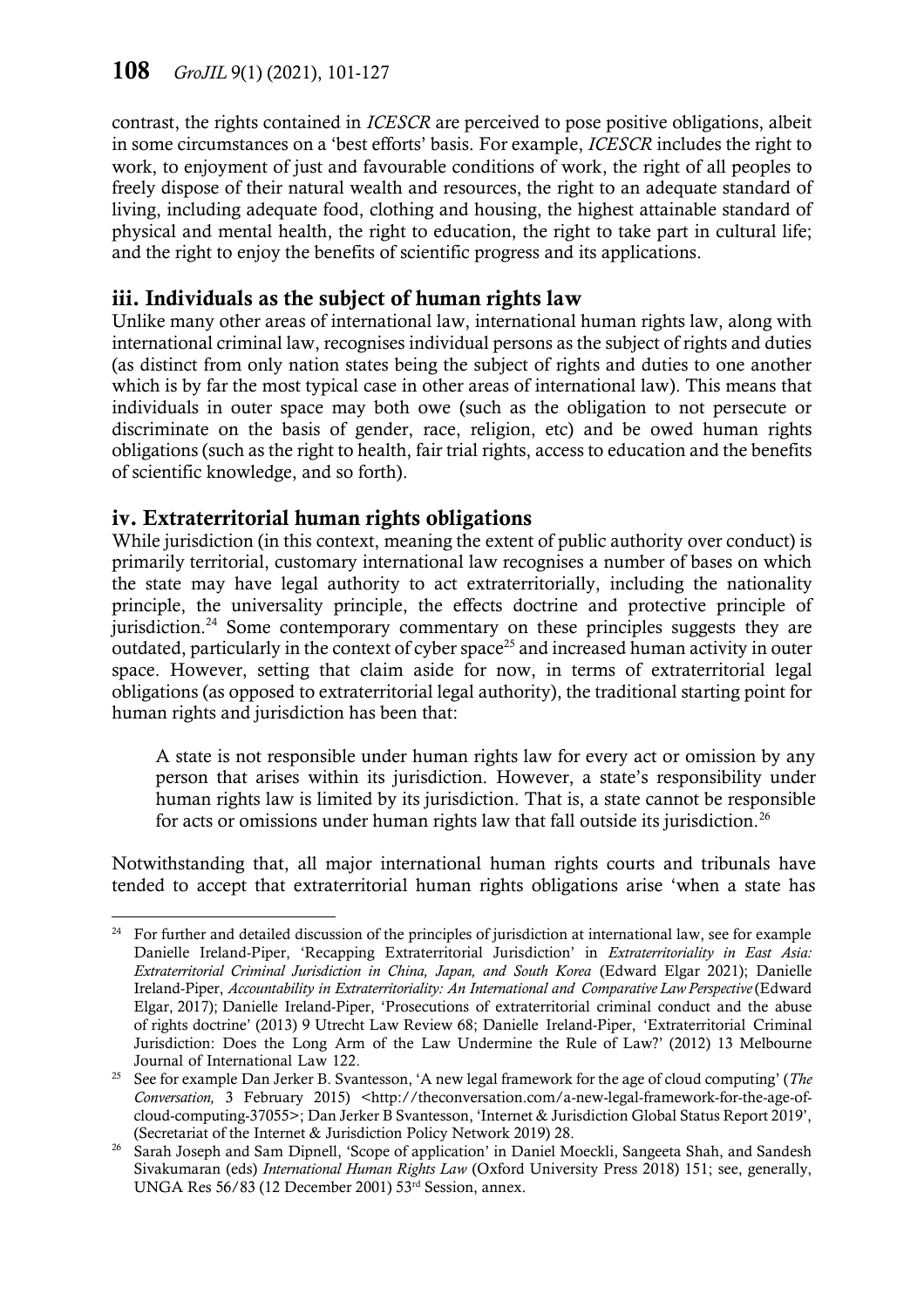contrast, the rights contained in *ICESCR* are perceived to pose positive obligations, albeit in some circumstances on a 'best efforts' basis. For example, *ICESCR* includes the right to work, to enjoyment of just and favourable conditions of work, the right of all peoples to freely dispose of their natural wealth and resources, the right to an adequate standard of living, including adequate food, clothing and housing, the highest attainable standard of physical and mental health, the right to education, the right to take part in cultural life; and the right to enjoy the benefits of scientific progress and its applications.

### iii. Individuals as the subject of human rights law

Unlike many other areas of international law, international human rights law, along with international criminal law, recognises individual persons as the subject of rights and duties (as distinct from only nation states being the subject of rights and duties to one another which is by far the most typical case in other areas of international law). This means that individuals in outer space may both owe (such as the obligation to not persecute or discriminate on the basis of gender, race, religion, etc) and be owed human rights obligations (such as the right to health, fair trial rights, access to education and the benefits of scientific knowledge, and so forth).

### iv. Extraterritorial human rights obligations

While jurisdiction (in this context, meaning the extent of public authority over conduct) is primarily territorial, customary international law recognises a number of bases on which the state may have legal authority to act extraterritorially, including the nationality principle, the universality principle, the effects doctrine and protective principle of jurisdiction.[24] Some contemporary commentary on these principles suggests they are outdated, particularly in the context of cyber space[25] and increased human activity in outer space. However, setting that claim aside for now, in terms of extraterritorial legal obligations (as opposed to extraterritorial legal authority), the traditional starting point for human rights and jurisdiction has been that:

> A state is not responsible under human rights law for every act or omission by any person that arises within its jurisdiction. However, a state's responsibility under human rights law is limited by its jurisdiction. That is, a state cannot be responsible for acts or omissions under human rights law that fall outside its jurisdiction.[26]

Notwithstanding that, all major international human rights courts and tribunals have tended to accept that extraterritorial human rights obligations arise 'when a state has

---

[24] For further and detailed discussion of the principles of jurisdiction at international law, see for example Danielle Ireland-Piper, 'Recapping Extraterritorial Jurisdiction' in *Extraterritoriality in East Asia: Extraterritorial Criminal Jurisdiction in China, Japan, and South Korea* (Edward Elgar 2021); Danielle Ireland-Piper, *Accountability in Extraterritoriality: An International and Comparative Law Perspective* (Edward Elgar, 2017); Danielle Ireland-Piper, 'Prosecutions of extraterritorial criminal conduct and the abuse of rights doctrine' (2013) 9 Utrecht Law Review 68; Danielle Ireland-Piper, 'Extraterritorial Criminal Jurisdiction: Does the Long Arm of the Law Undermine the Rule of Law?' (2012) 13 Melbourne Journal of International Law 122.

[25] See for example Dan Jerker B. Svantesson, 'A new legal framework for the age of cloud computing' (*The Conversation,* 3 February 2015) <http://theconversation.com/a-new-legal-framework-for-the-age-of-cloud-computing-37055>; Dan Jerker B Svantesson, 'Internet & Jurisdiction Global Status Report 2019', (Secretariat of the Internet & Jurisdiction Policy Network 2019) 28.

[26] Sarah Joseph and Sam Dipnell, 'Scope of application' in Daniel Moeckli, Sangeeta Shah, and Sandesh Sivakumaran (eds) *International Human Rights Law* (Oxford University Press 2018) 151; see, generally, UNGA Res 56/83 (12 December 2001) 53rd Session, annex.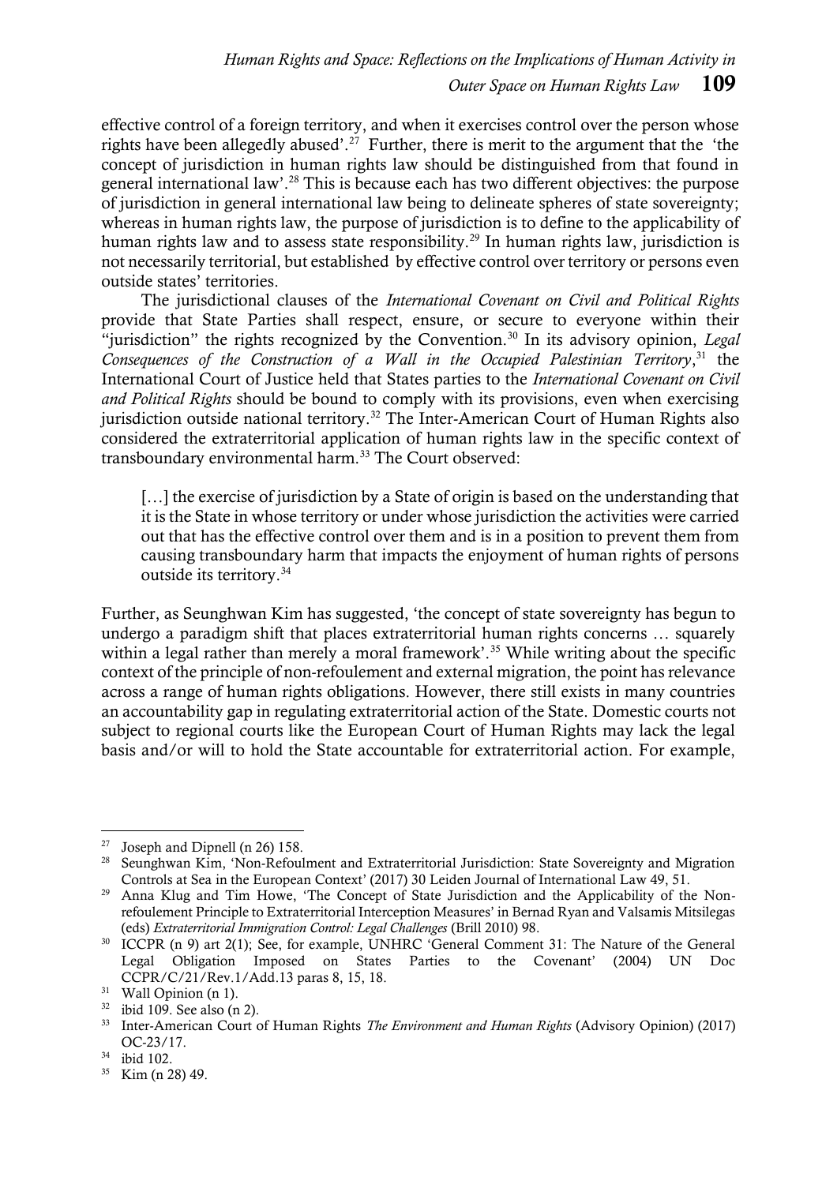effective control of a foreign territory, and when it exercises control over the person whose rights have been allegedly abused'.[27] Further, there is merit to the argument that the 'the concept of jurisdiction in human rights law should be distinguished from that found in general international law'.[28] This is because each has two different objectives: the purpose of jurisdiction in general international law being to delineate spheres of state sovereignty; whereas in human rights law, the purpose of jurisdiction is to define to the applicability of human rights law and to assess state responsibility.[29] In human rights law, jurisdiction is not necessarily territorial, but established by effective control over territory or persons even outside states' territories.

The jurisdictional clauses of the *International Covenant on Civil and Political Rights* provide that State Parties shall respect, ensure, or secure to everyone within their "jurisdiction" the rights recognized by the Convention.[30] In its advisory opinion, *Legal Consequences of the Construction of a Wall in the Occupied Palestinian Territory*,[31] the International Court of Justice held that States parties to the *International Covenant on Civil and Political Rights* should be bound to comply with its provisions, even when exercising jurisdiction outside national territory.[32] The Inter-American Court of Human Rights also considered the extraterritorial application of human rights law in the specific context of transboundary environmental harm.[33] The Court observed:

> […] the exercise of jurisdiction by a State of origin is based on the understanding that it is the State in whose territory or under whose jurisdiction the activities were carried out that has the effective control over them and is in a position to prevent them from causing transboundary harm that impacts the enjoyment of human rights of persons outside its territory.[34]

Further, as Seunghwan Kim has suggested, 'the concept of state sovereignty has begun to undergo a paradigm shift that places extraterritorial human rights concerns … squarely within a legal rather than merely a moral framework'.[35] While writing about the specific context of the principle of non-refoulement and external migration, the point has relevance across a range of human rights obligations. However, there still exists in many countries an accountability gap in regulating extraterritorial action of the State. Domestic courts not subject to regional courts like the European Court of Human Rights may lack the legal basis and/or will to hold the State accountable for extraterritorial action. For example,

---

[27] Joseph and Dipnell (n 26) 158.

[28] Seunghwan Kim, 'Non-Refoulment and Extraterritorial Jurisdiction: State Sovereignty and Migration Controls at Sea in the European Context' (2017) 30 Leiden Journal of International Law 49, 51.

[29] Anna Klug and Tim Howe, 'The Concept of State Jurisdiction and the Applicability of the Non-refoulement Principle to Extraterritorial Interception Measures' in Bernad Ryan and Valsamis Mitsilegas (eds) *Extraterritorial Immigration Control: Legal Challenges* (Brill 2010) 98.

[30] ICCPR (n 9) art 2(1); See, for example, UNHRC 'General Comment 31: The Nature of the General Legal Obligation Imposed on States Parties to the Covenant' (2004) UN Doc CCPR/C/21/Rev.1/Add.13 paras 8, 15, 18.

[31] Wall Opinion (n 1).

[32] ibid 109. See also (n 2).

[33] Inter-American Court of Human Rights *The Environment and Human Rights* (Advisory Opinion) (2017) OC-23/17.

[34] ibid 102.

[35] Kim (n 28) 49.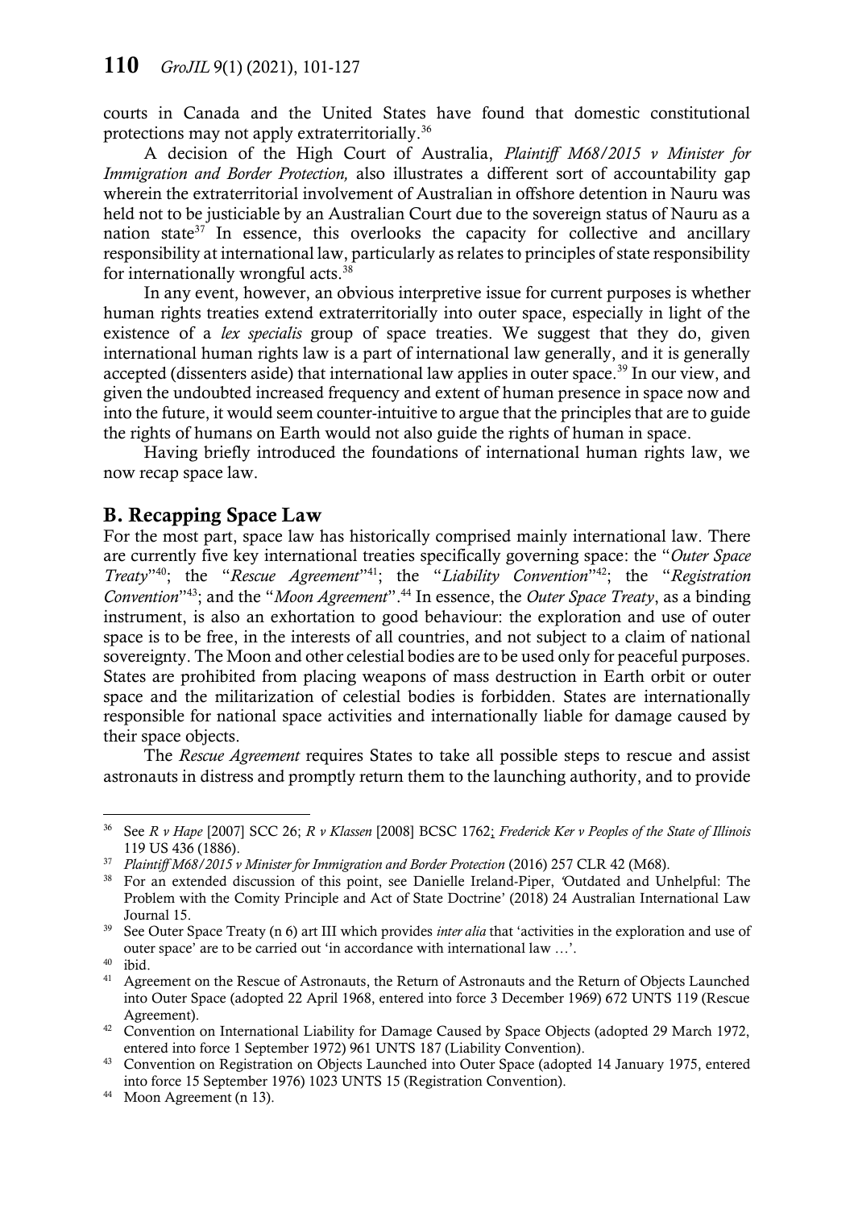courts in Canada and the United States have found that domestic constitutional protections may not apply extraterritorially.[36]

A decision of the High Court of Australia, *Plaintiff M68/2015 v Minister for Immigration and Border Protection,* also illustrates a different sort of accountability gap wherein the extraterritorial involvement of Australian in offshore detention in Nauru was held not to be justiciable by an Australian Court due to the sovereign status of Nauru as a nation state[37] In essence, this overlooks the capacity for collective and ancillary responsibility at international law, particularly as relates to principles of state responsibility for internationally wrongful acts.[38]

In any event, however, an obvious interpretive issue for current purposes is whether human rights treaties extend extraterritorially into outer space, especially in light of the existence of a *lex specialis* group of space treaties. We suggest that they do, given international human rights law is a part of international law generally, and it is generally accepted (dissenters aside) that international law applies in outer space.[39] In our view, and given the undoubted increased frequency and extent of human presence in space now and into the future, it would seem counter-intuitive to argue that the principles that are to guide the rights of humans on Earth would not also guide the rights of human in space.

Having briefly introduced the foundations of international human rights law, we now recap space law.

## B. Recapping Space Law

For the most part, space law has historically comprised mainly international law. There are currently five key international treaties specifically governing space: the "*Outer Space Treaty*"[40]; the "*Rescue Agreement*"[41]; the "*Liability Convention*"[42]; the "*Registration Convention*"[43]; and the "*Moon Agreement*".[44] In essence, the *Outer Space Treaty*, as a binding instrument, is also an exhortation to good behaviour: the exploration and use of outer space is to be free, in the interests of all countries, and not subject to a claim of national sovereignty. The Moon and other celestial bodies are to be used only for peaceful purposes. States are prohibited from placing weapons of mass destruction in Earth orbit or outer space and the militarization of celestial bodies is forbidden. States are internationally responsible for national space activities and internationally liable for damage caused by their space objects.

The *Rescue Agreement* requires States to take all possible steps to rescue and assist astronauts in distress and promptly return them to the launching authority, and to provide

---

[36] See *R v Hape* [2007] SCC 26; *R v Klassen* [2008] BCSC 1762; *Frederick Ker v Peoples of the State of Illinois* 119 US 436 (1886).

[37] *Plaintiff M68/2015 v Minister for Immigration and Border Protection* (2016) 257 CLR 42 (M68).

[38] For an extended discussion of this point, see Danielle Ireland-Piper, 'Outdated and Unhelpful: The Problem with the Comity Principle and Act of State Doctrine' (2018) 24 Australian International Law Journal 15.

[39] See Outer Space Treaty (n 6) art III which provides *inter alia* that 'activities in the exploration and use of outer space' are to be carried out 'in accordance with international law …'.

[40] ibid.

[41] Agreement on the Rescue of Astronauts, the Return of Astronauts and the Return of Objects Launched into Outer Space (adopted 22 April 1968, entered into force 3 December 1969) 672 UNTS 119 (Rescue Agreement).

[42] Convention on International Liability for Damage Caused by Space Objects (adopted 29 March 1972, entered into force 1 September 1972) 961 UNTS 187 (Liability Convention).

[43] Convention on Registration on Objects Launched into Outer Space (adopted 14 January 1975, entered into force 15 September 1976) 1023 UNTS 15 (Registration Convention).

[44] Moon Agreement (n 13).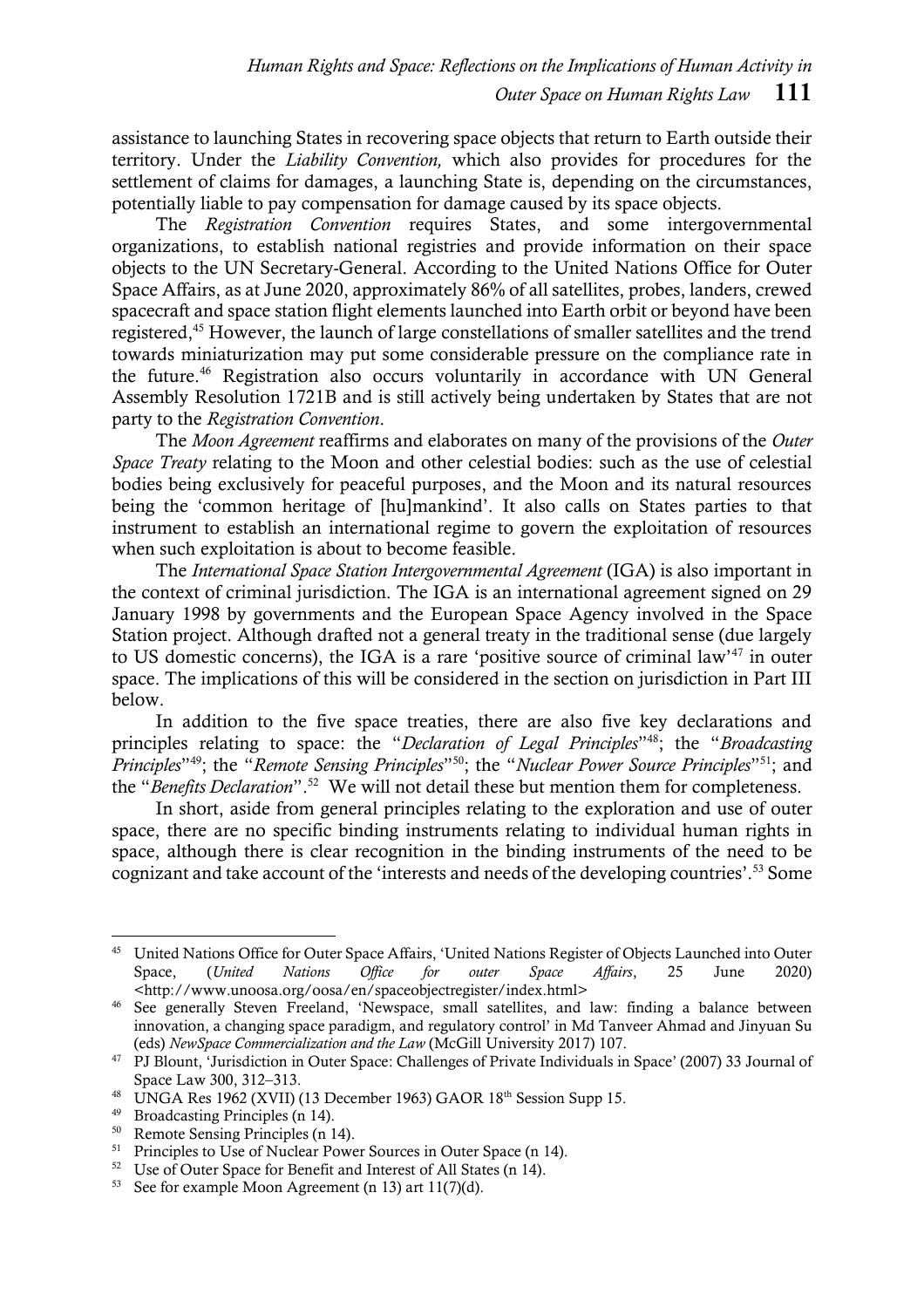assistance to launching States in recovering space objects that return to Earth outside their territory. Under the *Liability Convention,* which also provides for procedures for the settlement of claims for damages, a launching State is, depending on the circumstances, potentially liable to pay compensation for damage caused by its space objects.

The *Registration Convention* requires States, and some intergovernmental organizations, to establish national registries and provide information on their space objects to the UN Secretary-General. According to the United Nations Office for Outer Space Affairs, as at June 2020, approximately 86% of all satellites, probes, landers, crewed spacecraft and space station flight elements launched into Earth orbit or beyond have been registered,[45] However, the launch of large constellations of smaller satellites and the trend towards miniaturization may put some considerable pressure on the compliance rate in the future.[46] Registration also occurs voluntarily in accordance with UN General Assembly Resolution 1721B and is still actively being undertaken by States that are not party to the *Registration Convention*.

The *Moon Agreement* reaffirms and elaborates on many of the provisions of the *Outer Space Treaty* relating to the Moon and other celestial bodies: such as the use of celestial bodies being exclusively for peaceful purposes, and the Moon and its natural resources being the 'common heritage of [hu]mankind'. It also calls on States parties to that instrument to establish an international regime to govern the exploitation of resources when such exploitation is about to become feasible.

The *International Space Station Intergovernmental Agreement* (IGA) is also important in the context of criminal jurisdiction. The IGA is an international agreement signed on 29 January 1998 by governments and the European Space Agency involved in the Space Station project. Although drafted not a general treaty in the traditional sense (due largely to US domestic concerns), the IGA is a rare 'positive source of criminal law'[47] in outer space. The implications of this will be considered in the section on jurisdiction in Part III below.

In addition to the five space treaties, there are also five key declarations and principles relating to space: the "*Declaration of Legal Principles*"[48]; the "*Broadcasting Principles*"[49]; the "*Remote Sensing Principles*"[50]; the "*Nuclear Power Source Principles*"[51]; and the "*Benefits Declaration*".[52] We will not detail these but mention them for completeness.

In short, aside from general principles relating to the exploration and use of outer space, there are no specific binding instruments relating to individual human rights in space, although there is clear recognition in the binding instruments of the need to be cognizant and take account of the 'interests and needs of the developing countries'.[53] Some

---

[45] United Nations Office for Outer Space Affairs, 'United Nations Register of Objects Launched into Outer Space, (*United Nations Office for outer Space Affairs*, 25 June 2020) <http://www.unoosa.org/oosa/en/spaceobjectregister/index.html>

[46] See generally Steven Freeland, 'Newspace, small satellites, and law: finding a balance between innovation, a changing space paradigm, and regulatory control' in Md Tanveer Ahmad and Jinyuan Su (eds) *NewSpace Commercialization and the Law* (McGill University 2017) 107.

[47] PJ Blount, 'Jurisdiction in Outer Space: Challenges of Private Individuals in Space' (2007) 33 Journal of Space Law 300, 312–313.

[48] UNGA Res 1962 (XVII) (13 December 1963) GAOR 18th Session Supp 15.

[49] Broadcasting Principles (n 14).

[50] Remote Sensing Principles (n 14).

[51] Principles to Use of Nuclear Power Sources in Outer Space (n 14).

[52] Use of Outer Space for Benefit and Interest of All States (n 14).

[53] See for example Moon Agreement (n 13) art 11(7)(d).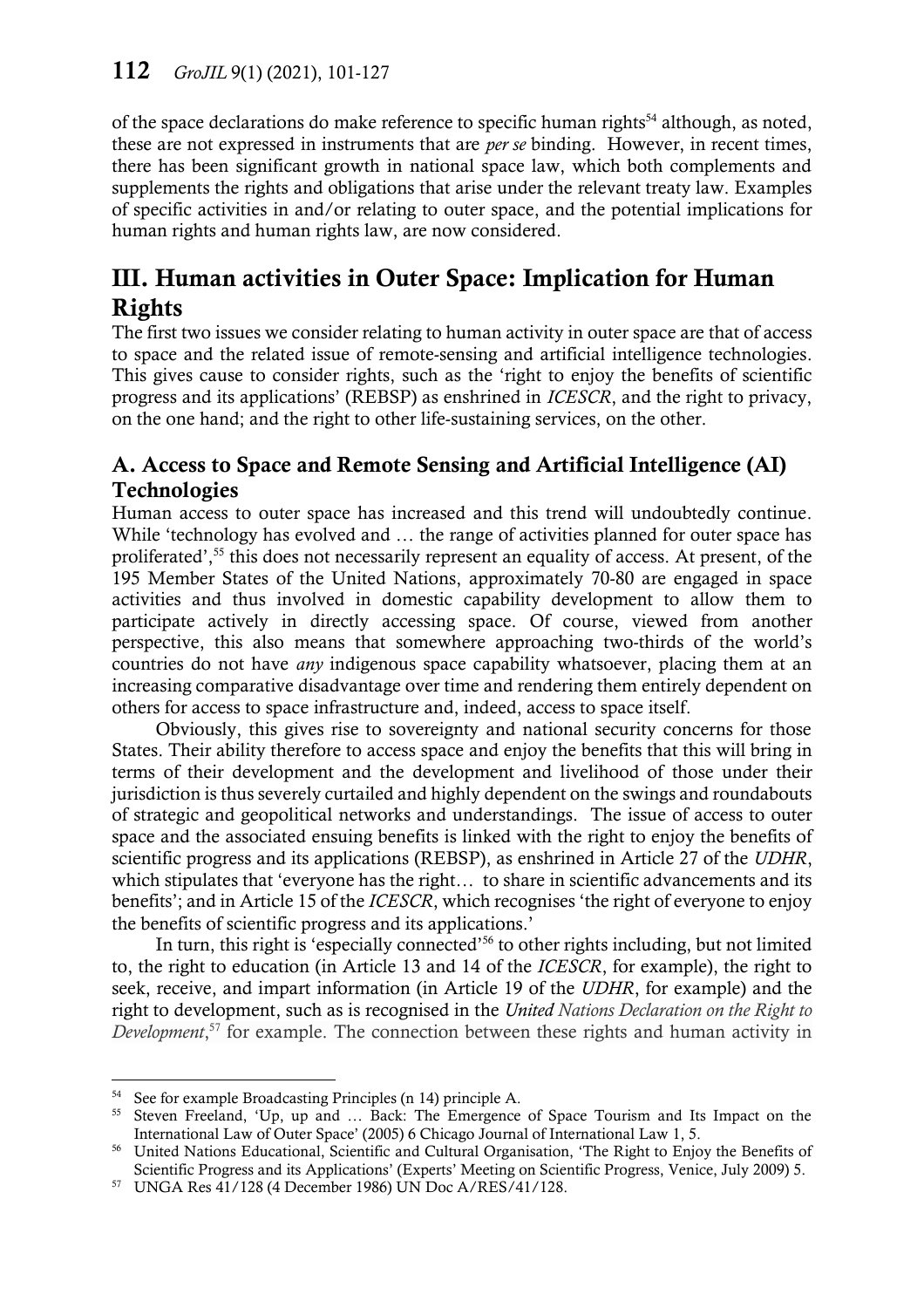of the space declarations do make reference to specific human rights[54] although, as noted, these are not expressed in instruments that are *per se* binding. However, in recent times, there has been significant growth in national space law, which both complements and supplements the rights and obligations that arise under the relevant treaty law. Examples of specific activities in and/or relating to outer space, and the potential implications for human rights and human rights law, are now considered.

## III. Human activities in Outer Space: Implication for Human Rights

The first two issues we consider relating to human activity in outer space are that of access to space and the related issue of remote-sensing and artificial intelligence technologies. This gives cause to consider rights, such as the 'right to enjoy the benefits of scientific progress and its applications' (REBSP) as enshrined in *ICESCR*, and the right to privacy, on the one hand; and the right to other life-sustaining services, on the other.

### A. Access to Space and Remote Sensing and Artificial Intelligence (AI) Technologies

Human access to outer space has increased and this trend will undoubtedly continue. While 'technology has evolved and … the range of activities planned for outer space has proliferated',[55] this does not necessarily represent an equality of access. At present, of the 195 Member States of the United Nations, approximately 70-80 are engaged in space activities and thus involved in domestic capability development to allow them to participate actively in directly accessing space. Of course, viewed from another perspective, this also means that somewhere approaching two-thirds of the world's countries do not have *any* indigenous space capability whatsoever, placing them at an increasing comparative disadvantage over time and rendering them entirely dependent on others for access to space infrastructure and, indeed, access to space itself.

Obviously, this gives rise to sovereignty and national security concerns for those States. Their ability therefore to access space and enjoy the benefits that this will bring in terms of their development and the development and livelihood of those under their jurisdiction is thus severely curtailed and highly dependent on the swings and roundabouts of strategic and geopolitical networks and understandings. The issue of access to outer space and the associated ensuing benefits is linked with the right to enjoy the benefits of scientific progress and its applications (REBSP), as enshrined in Article 27 of the *UDHR*, which stipulates that 'everyone has the right… to share in scientific advancements and its benefits'; and in Article 15 of the *ICESCR*, which recognises 'the right of everyone to enjoy the benefits of scientific progress and its applications.'

In turn, this right is 'especially connected'[56] to other rights including, but not limited to, the right to education (in Article 13 and 14 of the *ICESCR*, for example), the right to seek, receive, and impart information (in Article 19 of the *UDHR*, for example) and the right to development, such as is recognised in the *United Nations Declaration on the Right to Development*,[57] for example. The connection between these rights and human activity in

---

[54] See for example Broadcasting Principles (n 14) principle A.

[55] Steven Freeland, 'Up, up and … Back: The Emergence of Space Tourism and Its Impact on the International Law of Outer Space' (2005) 6 Chicago Journal of International Law 1, 5.

[56] United Nations Educational, Scientific and Cultural Organisation, 'The Right to Enjoy the Benefits of Scientific Progress and its Applications' (Experts' Meeting on Scientific Progress, Venice, July 2009) 5.

[57] UNGA Res 41/128 (4 December 1986) UN Doc A/RES/41/128.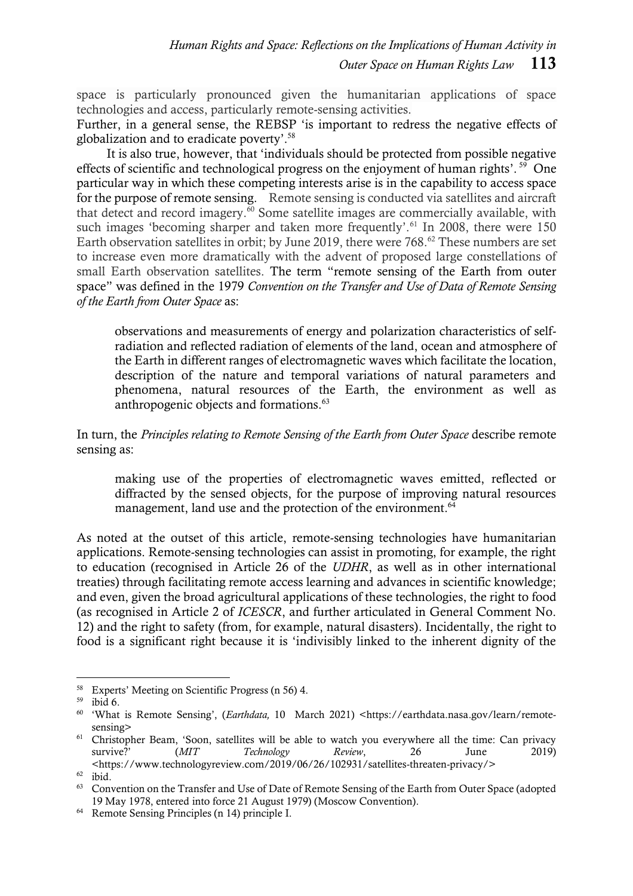space is particularly pronounced given the humanitarian applications of space technologies and access, particularly remote-sensing activities.

Further, in a general sense, the REBSP 'is important to redress the negative effects of globalization and to eradicate poverty'.[58]

It is also true, however, that 'individuals should be protected from possible negative effects of scientific and technological progress on the enjoyment of human rights'.[59] One particular way in which these competing interests arise is in the capability to access space for the purpose of remote sensing. Remote sensing is conducted via satellites and aircraft that detect and record imagery.[60] Some satellite images are commercially available, with such images 'becoming sharper and taken more frequently'.[61] In 2008, there were 150 Earth observation satellites in orbit; by June 2019, there were 768.[62] These numbers are set to increase even more dramatically with the advent of proposed large constellations of small Earth observation satellites. The term "remote sensing of the Earth from outer space" was defined in the 1979 *Convention on the Transfer and Use of Data of Remote Sensing of the Earth from Outer Space* as:

> observations and measurements of energy and polarization characteristics of self-radiation and reflected radiation of elements of the land, ocean and atmosphere of the Earth in different ranges of electromagnetic waves which facilitate the location, description of the nature and temporal variations of natural parameters and phenomena, natural resources of the Earth, the environment as well as anthropogenic objects and formations.[63]

In turn, the *Principles relating to Remote Sensing of the Earth from Outer Space* describe remote sensing as:

> making use of the properties of electromagnetic waves emitted, reflected or diffracted by the sensed objects, for the purpose of improving natural resources management, land use and the protection of the environment.[64]

As noted at the outset of this article, remote-sensing technologies have humanitarian applications. Remote-sensing technologies can assist in promoting, for example, the right to education (recognised in Article 26 of the *UDHR*, as well as in other international treaties) through facilitating remote access learning and advances in scientific knowledge; and even, given the broad agricultural applications of these technologies, the right to food (as recognised in Article 2 of *ICESCR*, and further articulated in General Comment No. 12) and the right to safety (from, for example, natural disasters). Incidentally, the right to food is a significant right because it is 'indivisibly linked to the inherent dignity of the

---

[58] Experts' Meeting on Scientific Progress (n 56) 4.

[59] ibid 6.

[60] 'What is Remote Sensing', (*Earthdata,* 10 March 2021) <https://earthdata.nasa.gov/learn/remote-sensing>

[61] Christopher Beam, 'Soon, satellites will be able to watch you everywhere all the time: Can privacy survive?' (*MIT Technology Review*, 26 June 2019) <https://www.technologyreview.com/2019/06/26/102931/satellites-threaten-privacy/>

[62] ibid.

[63] Convention on the Transfer and Use of Date of Remote Sensing of the Earth from Outer Space (adopted 19 May 1978, entered into force 21 August 1979) (Moscow Convention).

[64] Remote Sensing Principles (n 14) principle I.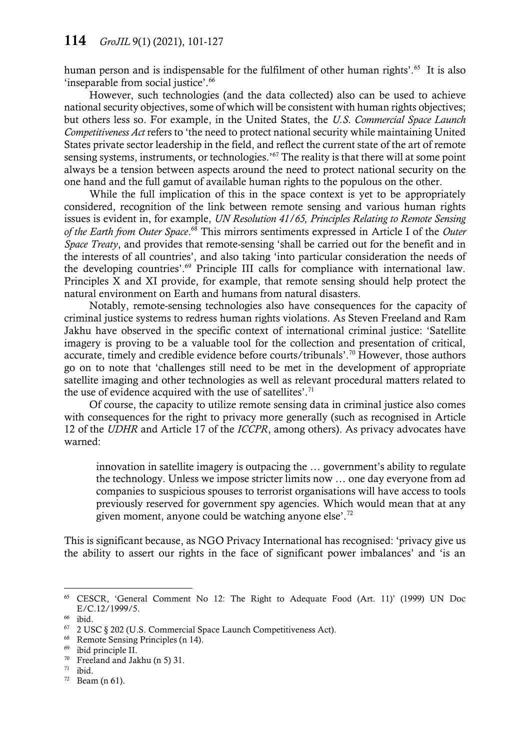human person and is indispensable for the fulfilment of other human rights'.[65] It is also 'inseparable from social justice'.[66]

However, such technologies (and the data collected) also can be used to achieve national security objectives, some of which will be consistent with human rights objectives; but others less so. For example, in the United States, the *U.S. Commercial Space Launch Competitiveness Act* refers to 'the need to protect national security while maintaining United States private sector leadership in the field, and reflect the current state of the art of remote sensing systems, instruments, or technologies.'[67] The reality is that there will at some point always be a tension between aspects around the need to protect national security on the one hand and the full gamut of available human rights to the populous on the other.

While the full implication of this in the space context is yet to be appropriately considered, recognition of the link between remote sensing and various human rights issues is evident in, for example, *UN Resolution 41/65, Principles Relating to Remote Sensing of the Earth from Outer Space*.[68] This mirrors sentiments expressed in Article I of the *Outer Space Treaty*, and provides that remote-sensing 'shall be carried out for the benefit and in the interests of all countries', and also taking 'into particular consideration the needs of the developing countries'.[69] Principle III calls for compliance with international law. Principles X and XI provide, for example, that remote sensing should help protect the natural environment on Earth and humans from natural disasters.

Notably, remote-sensing technologies also have consequences for the capacity of criminal justice systems to redress human rights violations. As Steven Freeland and Ram Jakhu have observed in the specific context of international criminal justice: 'Satellite imagery is proving to be a valuable tool for the collection and presentation of critical, accurate, timely and credible evidence before courts/tribunals'.[70] However, those authors go on to note that 'challenges still need to be met in the development of appropriate satellite imaging and other technologies as well as relevant procedural matters related to the use of evidence acquired with the use of satellites'.[71]

Of course, the capacity to utilize remote sensing data in criminal justice also comes with consequences for the right to privacy more generally (such as recognised in Article 12 of the *UDHR* and Article 17 of the *ICCPR*, among others). As privacy advocates have warned:

> innovation in satellite imagery is outpacing the … government's ability to regulate the technology. Unless we impose stricter limits now … one day everyone from ad companies to suspicious spouses to terrorist organisations will have access to tools previously reserved for government spy agencies. Which would mean that at any given moment, anyone could be watching anyone else'.[72]

This is significant because, as NGO Privacy International has recognised: 'privacy give us the ability to assert our rights in the face of significant power imbalances' and 'is an

---

[65] CESCR, 'General Comment No 12: The Right to Adequate Food (Art. 11)' (1999) UN Doc E/C.12/1999/5.

[66] ibid.

[67] 2 USC § 202 (U.S. Commercial Space Launch Competitiveness Act).

[68] Remote Sensing Principles (n 14).

[69] ibid principle II.

[70] Freeland and Jakhu (n 5) 31.

[71] ibid.

[72] Beam (n 61).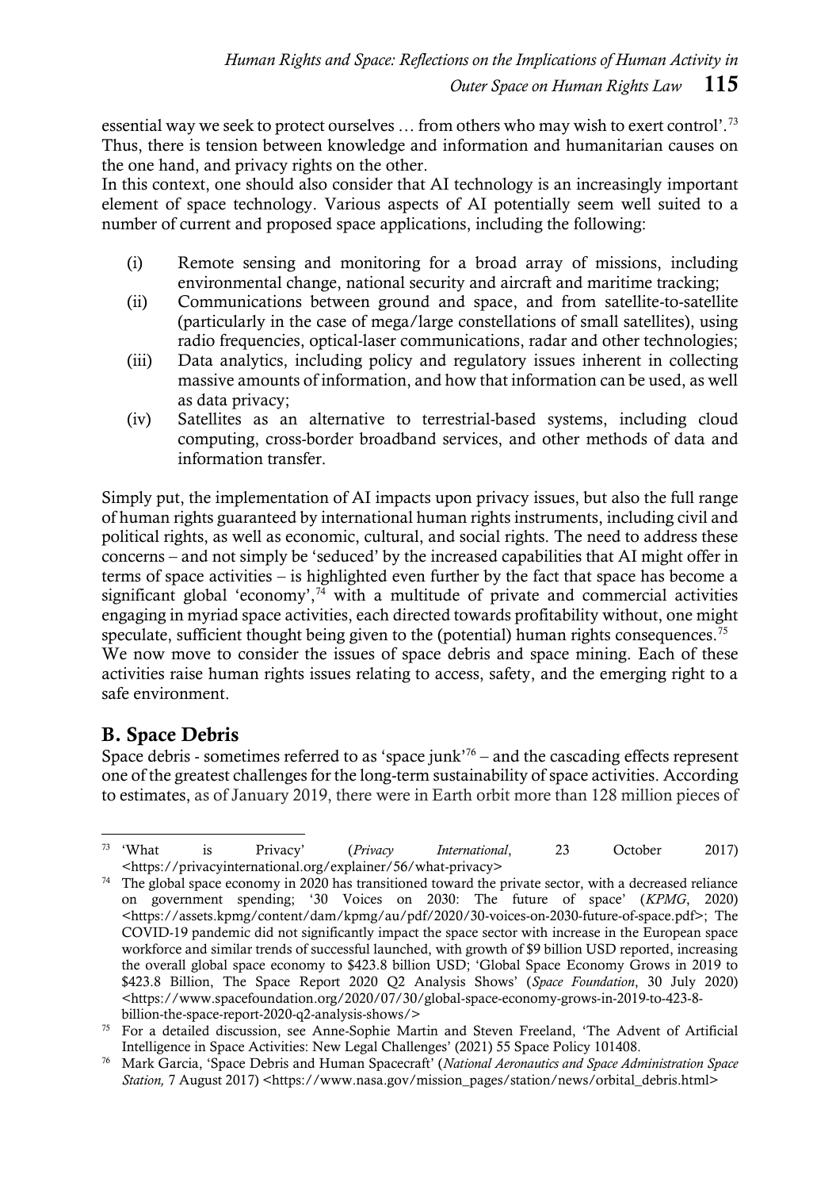essential way we seek to protect ourselves … from others who may wish to exert control'.[73] Thus, there is tension between knowledge and information and humanitarian causes on the one hand, and privacy rights on the other.

In this context, one should also consider that AI technology is an increasingly important element of space technology. Various aspects of AI potentially seem well suited to a number of current and proposed space applications, including the following:

(i) Remote sensing and monitoring for a broad array of missions, including environmental change, national security and aircraft and maritime tracking;

(ii) Communications between ground and space, and from satellite-to-satellite (particularly in the case of mega/large constellations of small satellites), using radio frequencies, optical-laser communications, radar and other technologies;

(iii) Data analytics, including policy and regulatory issues inherent in collecting massive amounts of information, and how that information can be used, as well as data privacy;

(iv) Satellites as an alternative to terrestrial-based systems, including cloud computing, cross-border broadband services, and other methods of data and information transfer.

Simply put, the implementation of AI impacts upon privacy issues, but also the full range of human rights guaranteed by international human rights instruments, including civil and political rights, as well as economic, cultural, and social rights. The need to address these concerns – and not simply be 'seduced' by the increased capabilities that AI might offer in terms of space activities – is highlighted even further by the fact that space has become a significant global 'economy',[74] with a multitude of private and commercial activities engaging in myriad space activities, each directed towards profitability without, one might speculate, sufficient thought being given to the (potential) human rights consequences.[75]

We now move to consider the issues of space debris and space mining. Each of these activities raise human rights issues relating to access, safety, and the emerging right to a safe environment.

## B. Space Debris

Space debris - sometimes referred to as 'space junk'[76] – and the cascading effects represent one of the greatest challenges for the long-term sustainability of space activities. According to estimates, as of January 2019, there were in Earth orbit more than 128 million pieces of

---

[73] 'What is Privacy' (*Privacy International*, 23 October 2017) <https://privacyinternational.org/explainer/56/what-privacy>

[74] The global space economy in 2020 has transitioned toward the private sector, with a decreased reliance on government spending; '30 Voices on 2030: The future of space' (*KPMG*, 2020) <https://assets.kpmg/content/dam/kpmg/au/pdf/2020/30-voices-on-2030-future-of-space.pdf>; The COVID-19 pandemic did not significantly impact the space sector with increase in the European space workforce and similar trends of successful launched, with growth of $9 billion USD reported, increasing the overall global space economy to $423.8 billion USD; 'Global Space Economy Grows in 2019 to $423.8 Billion, The Space Report 2020 Q2 Analysis Shows' (*Space Foundation*, 30 July 2020) <https://www.spacefoundation.org/2020/07/30/global-space-economy-grows-in-2019-to-423-8-billion-the-space-report-2020-q2-analysis-shows/>

[75] For a detailed discussion, see Anne-Sophie Martin and Steven Freeland, 'The Advent of Artificial Intelligence in Space Activities: New Legal Challenges' (2021) 55 Space Policy 101408.

[76] Mark Garcia, 'Space Debris and Human Spacecraft' (*National Aeronautics and Space Administration Space Station,* 7 August 2017) <https://www.nasa.gov/mission_pages/station/news/orbital_debris.html>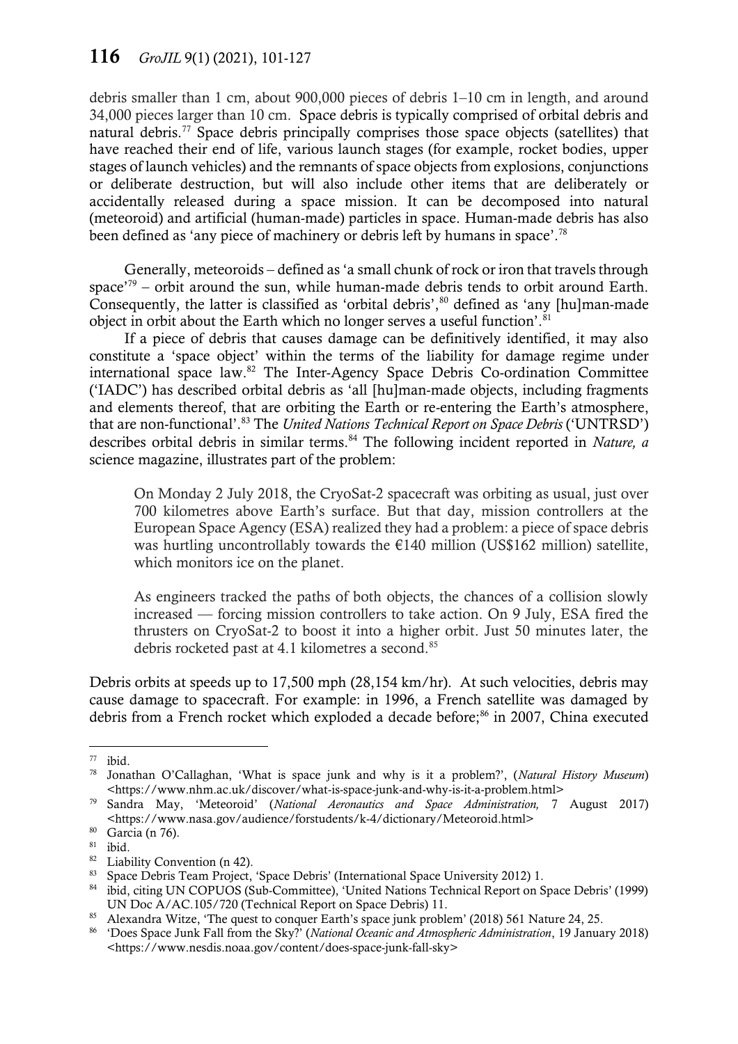debris smaller than 1 cm, about 900,000 pieces of debris 1–10 cm in length, and around 34,000 pieces larger than 10 cm. Space debris is typically comprised of orbital debris and natural debris.[77] Space debris principally comprises those space objects (satellites) that have reached their end of life, various launch stages (for example, rocket bodies, upper stages of launch vehicles) and the remnants of space objects from explosions, conjunctions or deliberate destruction, but will also include other items that are deliberately or accidentally released during a space mission. It can be decomposed into natural (meteoroid) and artificial (human-made) particles in space. Human-made debris has also been defined as 'any piece of machinery or debris left by humans in space'.[78]

Generally, meteoroids – defined as 'a small chunk of rock or iron that travels through space'[79] – orbit around the sun, while human-made debris tends to orbit around Earth. Consequently, the latter is classified as 'orbital debris',[80] defined as 'any [hu]man-made object in orbit about the Earth which no longer serves a useful function'.[81]

If a piece of debris that causes damage can be definitively identified, it may also constitute a 'space object' within the terms of the liability for damage regime under international space law.[82] The Inter-Agency Space Debris Co-ordination Committee ('IADC') has described orbital debris as 'all [hu]man-made objects, including fragments and elements thereof, that are orbiting the Earth or re-entering the Earth's atmosphere, that are non-functional'.[83] The *United Nations Technical Report on Space Debris* ('UNTRSD') describes orbital debris in similar terms.[84] The following incident reported in *Nature, a* science magazine, illustrates part of the problem:

> On Monday 2 July 2018, the CryoSat-2 spacecraft was orbiting as usual, just over 700 kilometres above Earth's surface. But that day, mission controllers at the European Space Agency (ESA) realized they had a problem: a piece of space debris was hurtling uncontrollably towards the €140 million (US$162 million) satellite, which monitors ice on the planet.
>
> As engineers tracked the paths of both objects, the chances of a collision slowly increased — forcing mission controllers to take action. On 9 July, ESA fired the thrusters on CryoSat-2 to boost it into a higher orbit. Just 50 minutes later, the debris rocketed past at 4.1 kilometres a second.[85]

Debris orbits at speeds up to 17,500 mph (28,154 km/hr). At such velocities, debris may cause damage to spacecraft. For example: in 1996, a French satellite was damaged by debris from a French rocket which exploded a decade before;[86] in 2007, China executed

---

[77] ibid.

[78] Jonathan O'Callaghan, 'What is space junk and why is it a problem?', (*Natural History Museum*) <https://www.nhm.ac.uk/discover/what-is-space-junk-and-why-is-it-a-problem.html>

[79] Sandra May, 'Meteoroid' (*National Aeronautics and Space Administration,* 7 August 2017) <https://www.nasa.gov/audience/forstudents/k-4/dictionary/Meteoroid.html>

[80] Garcia (n 76).

[81] ibid.

[82] Liability Convention (n 42).

[83] Space Debris Team Project, 'Space Debris' (International Space University 2012) 1.

[84] ibid, citing UN COPUOS (Sub-Committee), 'United Nations Technical Report on Space Debris' (1999) UN Doc A/AC.105/720 (Technical Report on Space Debris) 11.

[85] Alexandra Witze, 'The quest to conquer Earth's space junk problem' (2018) 561 Nature 24, 25.

[86] 'Does Space Junk Fall from the Sky?' (*National Oceanic and Atmospheric Administration*, 19 January 2018) <https://www.nesdis.noaa.gov/content/does-space-junk-fall-sky>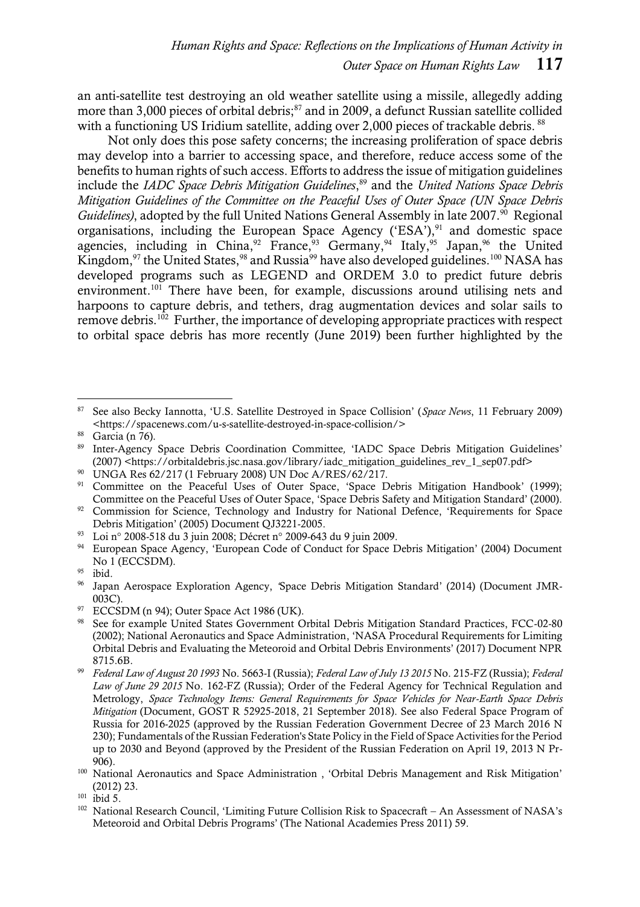an anti-satellite test destroying an old weather satellite using a missile, allegedly adding more than 3,000 pieces of orbital debris;[87] and in 2009, a defunct Russian satellite collided with a functioning US Iridium satellite, adding over 2,000 pieces of trackable debris. [88]

Not only does this pose safety concerns; the increasing proliferation of space debris may develop into a barrier to accessing space, and therefore, reduce access some of the benefits to human rights of such access. Efforts to address the issue of mitigation guidelines include the *IADC Space Debris Mitigation Guidelines*,[89] and the *United Nations Space Debris Mitigation Guidelines of the Committee on the Peaceful Uses of Outer Space (UN Space Debris Guidelines)*, adopted by the full United Nations General Assembly in late 2007.[90] Regional organisations, including the European Space Agency ('ESA'),[91] and domestic space agencies, including in China,[92] France,[93] Germany,[94] Italy,[95] Japan,[96] the United Kingdom,[97] the United States,[98] and Russia[99] have also developed guidelines.[100] NASA has developed programs such as LEGEND and ORDEM 3.0 to predict future debris environment.[101] There have been, for example, discussions around utilising nets and harpoons to capture debris, and tethers, drag augmentation devices and solar sails to remove debris.[102] Further, the importance of developing appropriate practices with respect to orbital space debris has more recently (June 2019) been further highlighted by the

---

[87] See also Becky Iannotta, 'U.S. Satellite Destroyed in Space Collision' (*Space News*, 11 February 2009) <https://spacenews.com/u-s-satellite-destroyed-in-space-collision/>

[88] Garcia (n 76).

[89] Inter-Agency Space Debris Coordination Committee, 'IADC Space Debris Mitigation Guidelines' (2007) <https://orbitaldebris.jsc.nasa.gov/library/iadc_mitigation_guidelines_rev_1_sep07.pdf>

[90] UNGA Res 62/217 (1 February 2008) UN Doc A/RES/62/217.

[91] Committee on the Peaceful Uses of Outer Space, 'Space Debris Mitigation Handbook' (1999); Committee on the Peaceful Uses of Outer Space, 'Space Debris Safety and Mitigation Standard' (2000).

[92] Commission for Science, Technology and Industry for National Defence, 'Requirements for Space Debris Mitigation' (2005) Document QJ3221-2005.

[93] Loi n° 2008-518 du 3 juin 2008; Décret n° 2009-643 du 9 juin 2009.

[94] European Space Agency, 'European Code of Conduct for Space Debris Mitigation' (2004) Document No 1 (ECCSDM).

[95] ibid.

[96] Japan Aerospace Exploration Agency, 'Space Debris Mitigation Standard' (2014) (Document JMR-003C).

[97] ECCSDM (n 94); Outer Space Act 1986 (UK).

[98] See for example United States Government Orbital Debris Mitigation Standard Practices, FCC-02-80 (2002); National Aeronautics and Space Administration, 'NASA Procedural Requirements for Limiting Orbital Debris and Evaluating the Meteoroid and Orbital Debris Environments' (2017) Document NPR 8715.6B.

[99] *Federal Law of August 20 1993* No. 5663-I (Russia); *Federal Law of July 13 2015* No. 215-FZ (Russia); *Federal Law of June 29 2015* No. 162-FZ (Russia); Order of the Federal Agency for Technical Regulation and Metrology, *Space Technology Items: General Requirements for Space Vehicles for Near-Earth Space Debris Mitigation* (Document, GOST R 52925-2018, 21 September 2018). See also Federal Space Program of Russia for 2016-2025 (approved by the Russian Federation Government Decree of 23 March 2016 N 230); Fundamentals of the Russian Federation's State Policy in the Field of Space Activities for the Period up to 2030 and Beyond (approved by the President of the Russian Federation on April 19, 2013 N Pr-906).

[100] National Aeronautics and Space Administration , 'Orbital Debris Management and Risk Mitigation' (2012) 23.

[101] ibid 5.

[102] National Research Council, 'Limiting Future Collision Risk to Spacecraft – An Assessment of NASA's Meteoroid and Orbital Debris Programs' (The National Academies Press 2011) 59.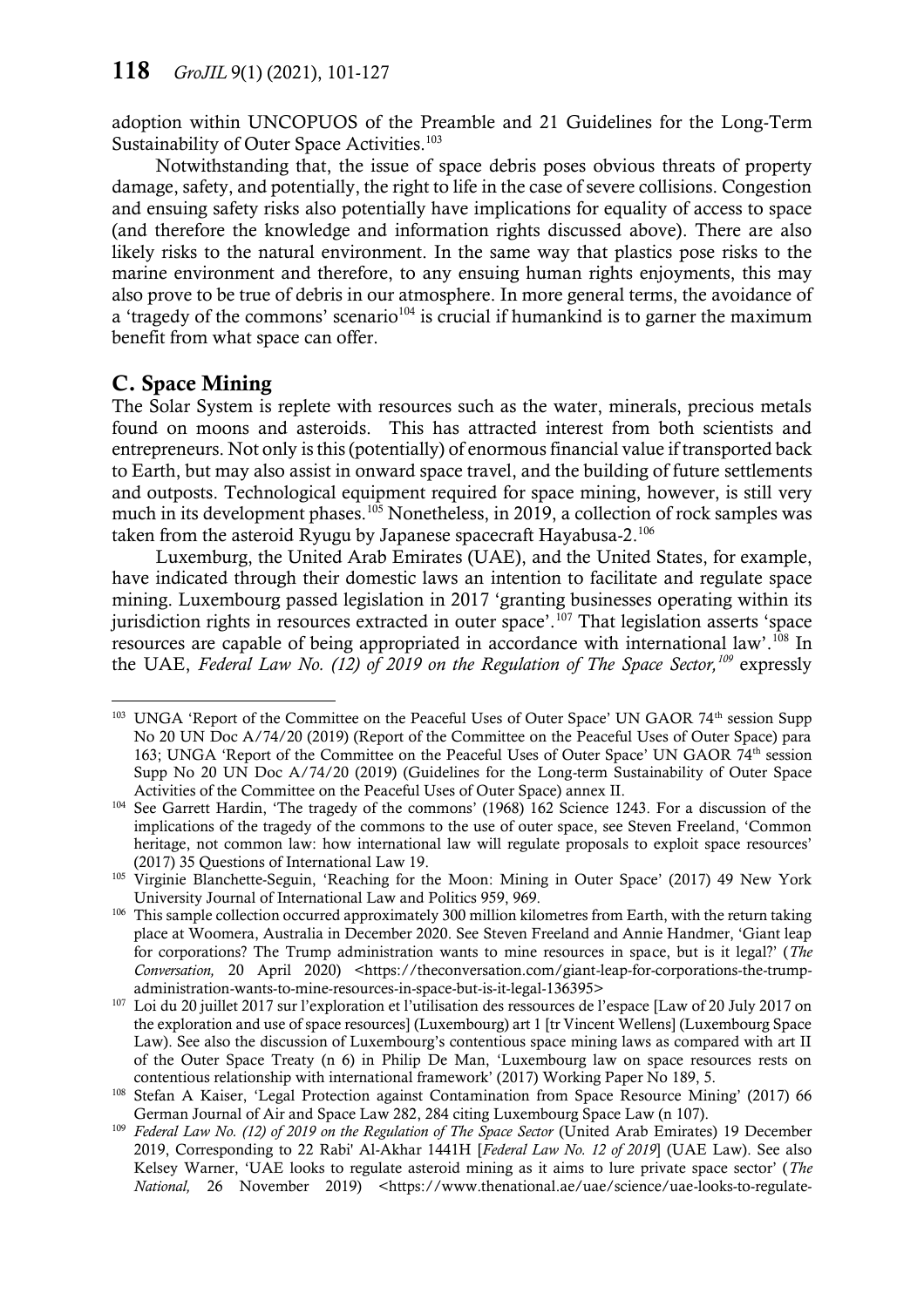adoption within UNCOPUOS of the Preamble and 21 Guidelines for the Long-Term Sustainability of Outer Space Activities.[103]

Notwithstanding that, the issue of space debris poses obvious threats of property damage, safety, and potentially, the right to life in the case of severe collisions. Congestion and ensuing safety risks also potentially have implications for equality of access to space (and therefore the knowledge and information rights discussed above). There are also likely risks to the natural environment. In the same way that plastics pose risks to the marine environment and therefore, to any ensuing human rights enjoyments, this may also prove to be true of debris in our atmosphere. In more general terms, the avoidance of a 'tragedy of the commons' scenario[104] is crucial if humankind is to garner the maximum benefit from what space can offer.

## C. Space Mining

The Solar System is replete with resources such as the water, minerals, precious metals found on moons and asteroids. This has attracted interest from both scientists and entrepreneurs. Not only is this (potentially) of enormous financial value if transported back to Earth, but may also assist in onward space travel, and the building of future settlements and outposts. Technological equipment required for space mining, however, is still very much in its development phases.[105] Nonetheless, in 2019, a collection of rock samples was taken from the asteroid Ryugu by Japanese spacecraft Hayabusa-2.[106]

Luxemburg, the United Arab Emirates (UAE), and the United States, for example, have indicated through their domestic laws an intention to facilitate and regulate space mining. Luxembourg passed legislation in 2017 'granting businesses operating within its jurisdiction rights in resources extracted in outer space'.[107] That legislation asserts 'space resources are capable of being appropriated in accordance with international law'.[108] In the UAE, *Federal Law No. (12) of 2019 on the Regulation of The Space Sector,*[109] expressly

---

[103] UNGA 'Report of the Committee on the Peaceful Uses of Outer Space' UN GAOR 74th session Supp No 20 UN Doc A/74/20 (2019) (Report of the Committee on the Peaceful Uses of Outer Space) para 163; UNGA 'Report of the Committee on the Peaceful Uses of Outer Space' UN GAOR 74th session Supp No 20 UN Doc A/74/20 (2019) (Guidelines for the Long-term Sustainability of Outer Space Activities of the Committee on the Peaceful Uses of Outer Space) annex II.

[104] See Garrett Hardin, 'The tragedy of the commons' (1968) 162 Science 1243. For a discussion of the implications of the tragedy of the commons to the use of outer space, see Steven Freeland, 'Common heritage, not common law: how international law will regulate proposals to exploit space resources' (2017) 35 Questions of International Law 19.

[105] Virginie Blanchette-Seguin, 'Reaching for the Moon: Mining in Outer Space' (2017) 49 New York University Journal of International Law and Politics 959, 969.

[106] This sample collection occurred approximately 300 million kilometres from Earth, with the return taking place at Woomera, Australia in December 2020. See Steven Freeland and Annie Handmer, 'Giant leap for corporations? The Trump administration wants to mine resources in space, but is it legal?' (*The Conversation,* 20 April 2020) <https://theconversation.com/giant-leap-for-corporations-the-trump-administration-wants-to-mine-resources-in-space-but-is-it-legal-136395>

[107] Loi du 20 juillet 2017 sur l'exploration et l'utilisation des ressources de l'espace [Law of 20 July 2017 on the exploration and use of space resources] (Luxembourg) art 1 [tr Vincent Wellens] (Luxembourg Space Law). See also the discussion of Luxembourg's contentious space mining laws as compared with art II of the Outer Space Treaty (n 6) in Philip De Man, 'Luxembourg law on space resources rests on contentious relationship with international framework' (2017) Working Paper No 189, 5.

[108] Stefan A Kaiser, 'Legal Protection against Contamination from Space Resource Mining' (2017) 66 German Journal of Air and Space Law 282, 284 citing Luxembourg Space Law (n 107).

[109] *Federal Law No. (12) of 2019 on the Regulation of The Space Sector* (United Arab Emirates) 19 December 2019, Corresponding to 22 Rabi' Al-Akhar 1441H [*Federal Law No. 12 of 2019*] (UAE Law). See also Kelsey Warner, 'UAE looks to regulate asteroid mining as it aims to lure private space sector' (*The National,* 26 November 2019) <https://www.thenational.ae/uae/science/uae-looks-to-regulate-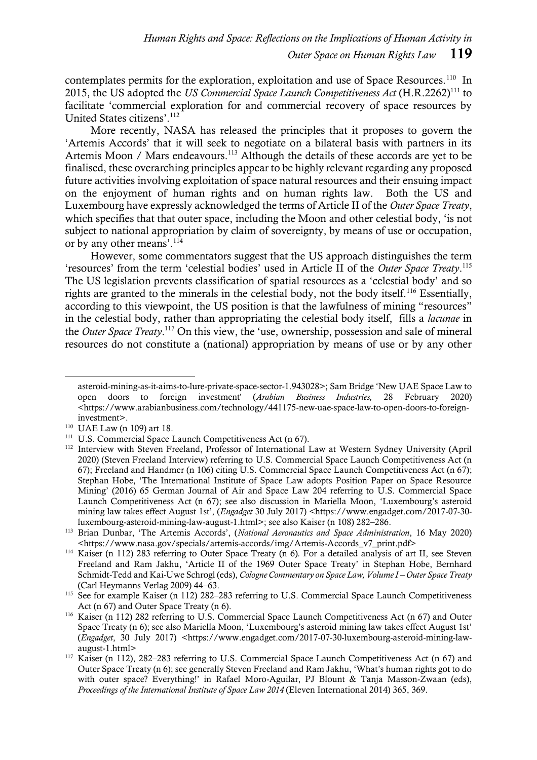contemplates permits for the exploration, exploitation and use of Space Resources.[110] In 2015, the US adopted the *US Commercial Space Launch Competitiveness Act* (H.R.2262)[111] to facilitate 'commercial exploration for and commercial recovery of space resources by United States citizens'.[112]

More recently, NASA has released the principles that it proposes to govern the 'Artemis Accords' that it will seek to negotiate on a bilateral basis with partners in its Artemis Moon / Mars endeavours.[113] Although the details of these accords are yet to be finalised, these overarching principles appear to be highly relevant regarding any proposed future activities involving exploitation of space natural resources and their ensuing impact on the enjoyment of human rights and on human rights law. Both the US and Luxembourg have expressly acknowledged the terms of Article II of the *Outer Space Treaty*, which specifies that that outer space, including the Moon and other celestial body, 'is not subject to national appropriation by claim of sovereignty, by means of use or occupation, or by any other means'.[114]

However, some commentators suggest that the US approach distinguishes the term 'resources' from the term 'celestial bodies' used in Article II of the *Outer Space Treaty*.[115] The US legislation prevents classification of spatial resources as a 'celestial body' and so rights are granted to the minerals in the celestial body, not the body itself.[116] Essentially, according to this viewpoint, the US position is that the lawfulness of mining "resources" in the celestial body, rather than appropriating the celestial body itself, fills a *lacunae* in the *Outer Space Treaty*.[117] On this view, the 'use, ownership, possession and sale of mineral resources do not constitute a (national) appropriation by means of use or by any other

---

asteroid-mining-as-it-aims-to-lure-private-space-sector-1.943028>; Sam Bridge 'New UAE Space Law to open doors to foreign investment' (*Arabian Business Industries,* 28 February 2020) <https://www.arabianbusiness.com/technology/441175-new-uae-space-law-to-open-doors-to-foreign-investment>.

[110] UAE Law (n 109) art 18.

[111] U.S. Commercial Space Launch Competitiveness Act (n 67).

[112] Interview with Steven Freeland, Professor of International Law at Western Sydney University (April 2020) (Steven Freeland Interview) referring to U.S. Commercial Space Launch Competitiveness Act (n 67); Freeland and Handmer (n 106) citing U.S. Commercial Space Launch Competitiveness Act (n 67); Stephan Hobe, 'The International Institute of Space Law adopts Position Paper on Space Resource Mining' (2016) 65 German Journal of Air and Space Law 204 referring to U.S. Commercial Space Launch Competitiveness Act (n 67); see also discussion in Mariella Moon, 'Luxembourg's asteroid mining law takes effect August 1st', (*Engadget* 30 July 2017) <https://www.engadget.com/2017-07-30-luxembourg-asteroid-mining-law-august-1.html>; see also Kaiser (n 108) 282–286.

[113] Brian Dunbar, 'The Artemis Accords', (*National Aeronautics and Space Administration*, 16 May 2020) <https://www.nasa.gov/specials/artemis-accords/img/Artemis-Accords_v7_print.pdf>

[114] Kaiser (n 112) 283 referring to Outer Space Treaty (n 6). For a detailed analysis of art II, see Steven Freeland and Ram Jakhu, 'Article II of the 1969 Outer Space Treaty' in Stephan Hobe, Bernhard Schmidt-Tedd and Kai-Uwe Schrogl (eds), *Cologne Commentary on Space Law, Volume I – Outer Space Treaty* (Carl Heymanns Verlag 2009) 44–63.

[115] See for example Kaiser (n 112) 282–283 referring to U.S. Commercial Space Launch Competitiveness Act (n 67) and Outer Space Treaty (n 6).

[116] Kaiser (n 112) 282 referring to U.S. Commercial Space Launch Competitiveness Act (n 67) and Outer Space Treaty (n 6); see also Mariella Moon, 'Luxembourg's asteroid mining law takes effect August 1st' (*Engadget*, 30 July 2017) <https://www.engadget.com/2017-07-30-luxembourg-asteroid-mining-law-august-1.html>

[117] Kaiser (n 112), 282–283 referring to U.S. Commercial Space Launch Competitiveness Act (n 67) and Outer Space Treaty (n 6); see generally Steven Freeland and Ram Jakhu, 'What's human rights got to do with outer space? Everything!' in Rafael Moro-Aguilar, PJ Blount & Tanja Masson-Zwaan (eds), *Proceedings of the International Institute of Space Law 2014* (Eleven International 2014) 365, 369.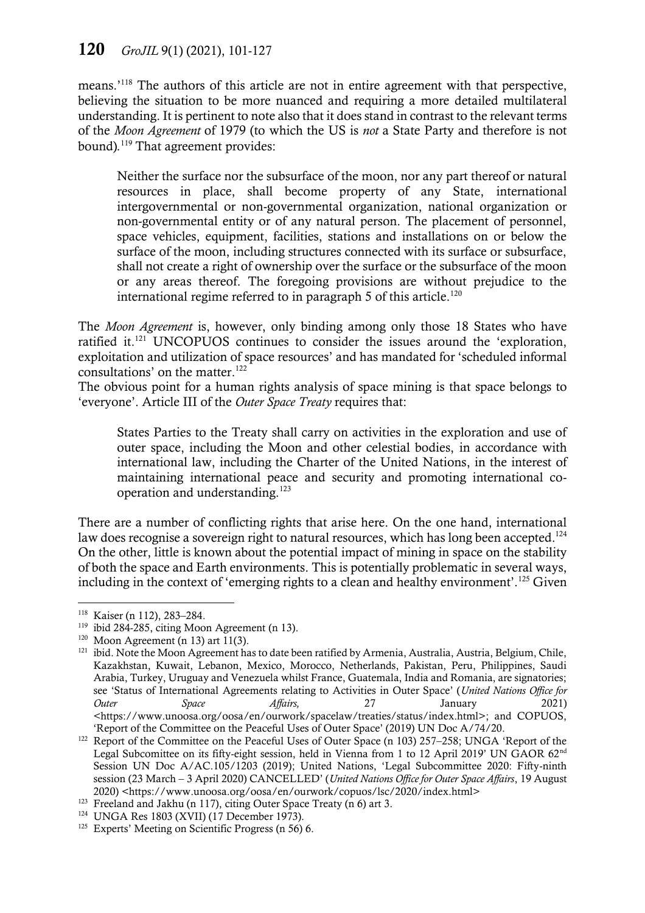means.'[118] The authors of this article are not in entire agreement with that perspective, believing the situation to be more nuanced and requiring a more detailed multilateral understanding. It is pertinent to note also that it does stand in contrast to the relevant terms of the *Moon Agreement* of 1979 (to which the US is *not* a State Party and therefore is not bound).[119] That agreement provides:

> Neither the surface nor the subsurface of the moon, nor any part thereof or natural resources in place, shall become property of any State, international intergovernmental or non-governmental organization, national organization or non-governmental entity or of any natural person. The placement of personnel, space vehicles, equipment, facilities, stations and installations on or below the surface of the moon, including structures connected with its surface or subsurface, shall not create a right of ownership over the surface or the subsurface of the moon or any areas thereof. The foregoing provisions are without prejudice to the international regime referred to in paragraph 5 of this article.[120]

The *Moon Agreement* is, however, only binding among only those 18 States who have ratified it.[121] UNCOPUOS continues to consider the issues around the 'exploration, exploitation and utilization of space resources' and has mandated for 'scheduled informal consultations' on the matter.[122]

The obvious point for a human rights analysis of space mining is that space belongs to 'everyone'. Article III of the *Outer Space Treaty* requires that:

> States Parties to the Treaty shall carry on activities in the exploration and use of outer space, including the Moon and other celestial bodies, in accordance with international law, including the Charter of the United Nations, in the interest of maintaining international peace and security and promoting international co-operation and understanding.[123]

There are a number of conflicting rights that arise here. On the one hand, international law does recognise a sovereign right to natural resources, which has long been accepted.[124] On the other, little is known about the potential impact of mining in space on the stability of both the space and Earth environments. This is potentially problematic in several ways, including in the context of 'emerging rights to a clean and healthy environment'.[125] Given

---

[118] Kaiser (n 112), 283–284.

[119] ibid 284-285, citing Moon Agreement (n 13).

[120] Moon Agreement (n 13) art 11(3).

[121] ibid. Note the Moon Agreement has to date been ratified by Armenia, Australia, Austria, Belgium, Chile, Kazakhstan, Kuwait, Lebanon, Mexico, Morocco, Netherlands, Pakistan, Peru, Philippines, Saudi Arabia, Turkey, Uruguay and Venezuela whilst France, Guatemala, India and Romania, are signatories; see 'Status of International Agreements relating to Activities in Outer Space' (*United Nations Office for Outer Space Affairs,* 27 January 2021) <https://www.unoosa.org/oosa/en/ourwork/spacelaw/treaties/status/index.html>; and COPUOS, 'Report of the Committee on the Peaceful Uses of Outer Space' (2019) UN Doc A/74/20.

[122] Report of the Committee on the Peaceful Uses of Outer Space (n 103) 257–258; UNGA 'Report of the Legal Subcommittee on its fifty-eight session, held in Vienna from 1 to 12 April 2019' UN GAOR 62nd Session UN Doc A/AC.105/1203 (2019); United Nations, 'Legal Subcommittee 2020: Fifty-ninth session (23 March – 3 April 2020) CANCELLED' (*United Nations Office for Outer Space Affairs*, 19 August 2020) <https://www.unoosa.org/oosa/en/ourwork/copuos/lsc/2020/index.html>

[123] Freeland and Jakhu (n 117), citing Outer Space Treaty (n 6) art 3.

[124] UNGA Res 1803 (XVII) (17 December 1973).

[125] Experts' Meeting on Scientific Progress (n 56) 6.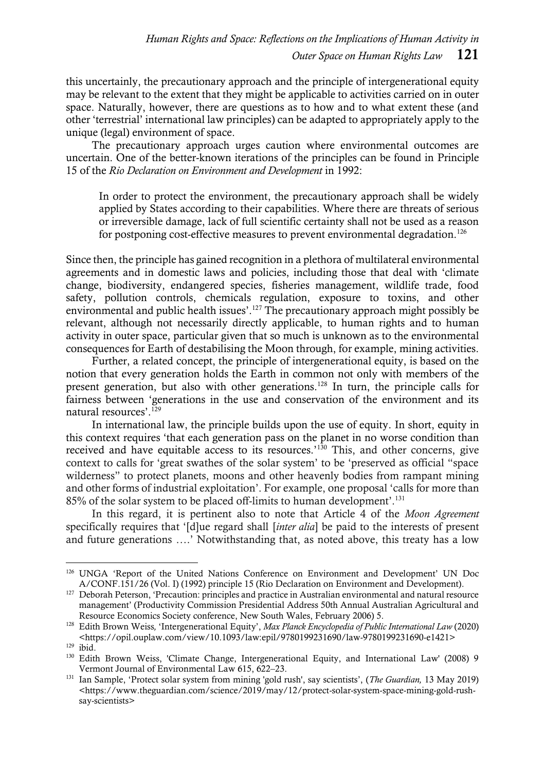this uncertainly, the precautionary approach and the principle of intergenerational equity may be relevant to the extent that they might be applicable to activities carried on in outer space. Naturally, however, there are questions as to how and to what extent these (and other 'terrestrial' international law principles) can be adapted to appropriately apply to the unique (legal) environment of space.

The precautionary approach urges caution where environmental outcomes are uncertain. One of the better-known iterations of the principles can be found in Principle 15 of the *Rio Declaration on Environment and Development* in 1992:

> In order to protect the environment, the precautionary approach shall be widely applied by States according to their capabilities. Where there are threats of serious or irreversible damage, lack of full scientific certainty shall not be used as a reason for postponing cost-effective measures to prevent environmental degradation.[126]

Since then, the principle has gained recognition in a plethora of multilateral environmental agreements and in domestic laws and policies, including those that deal with 'climate change, biodiversity, endangered species, fisheries management, wildlife trade, food safety, pollution controls, chemicals regulation, exposure to toxins, and other environmental and public health issues'.[127] The precautionary approach might possibly be relevant, although not necessarily directly applicable, to human rights and to human activity in outer space, particular given that so much is unknown as to the environmental consequences for Earth of destabilising the Moon through, for example, mining activities.

Further, a related concept, the principle of intergenerational equity, is based on the notion that every generation holds the Earth in common not only with members of the present generation, but also with other generations.[128] In turn, the principle calls for fairness between 'generations in the use and conservation of the environment and its natural resources'.[129]

In international law, the principle builds upon the use of equity. In short, equity in this context requires 'that each generation pass on the planet in no worse condition than received and have equitable access to its resources.'[130] This, and other concerns, give context to calls for 'great swathes of the solar system' to be 'preserved as official "space wilderness" to protect planets, moons and other heavenly bodies from rampant mining and other forms of industrial exploitation'. For example, one proposal 'calls for more than 85% of the solar system to be placed off-limits to human development'.[131]

In this regard, it is pertinent also to note that Article 4 of the *Moon Agreement* specifically requires that '[d]ue regard shall [*inter alia*] be paid to the interests of present and future generations ….' Notwithstanding that, as noted above, this treaty has a low

---

[126] UNGA 'Report of the United Nations Conference on Environment and Development' UN Doc A/CONF.151/26 (Vol. I) (1992) principle 15 (Rio Declaration on Environment and Development).

[127] Deborah Peterson, 'Precaution: principles and practice in Australian environmental and natural resource management' (Productivity Commission Presidential Address 50th Annual Australian Agricultural and Resource Economics Society conference, New South Wales, February 2006) 5.

[128] Edith Brown Weiss, 'Intergenerational Equity', *Max Planck Encyclopedia of Public International Law* (2020) <https://opil.ouplaw.com/view/10.1093/law:epil/9780199231690/law-9780199231690-e1421>

[129] ibid.

[130] Edith Brown Weiss, 'Climate Change, Intergenerational Equity, and International Law' (2008) 9 Vermont Journal of Environmental Law 615, 622–23.

[131] Ian Sample, 'Protect solar system from mining 'gold rush', say scientists', (*The Guardian,* 13 May 2019) <https://www.theguardian.com/science/2019/may/12/protect-solar-system-space-mining-gold-rush-say-scientists>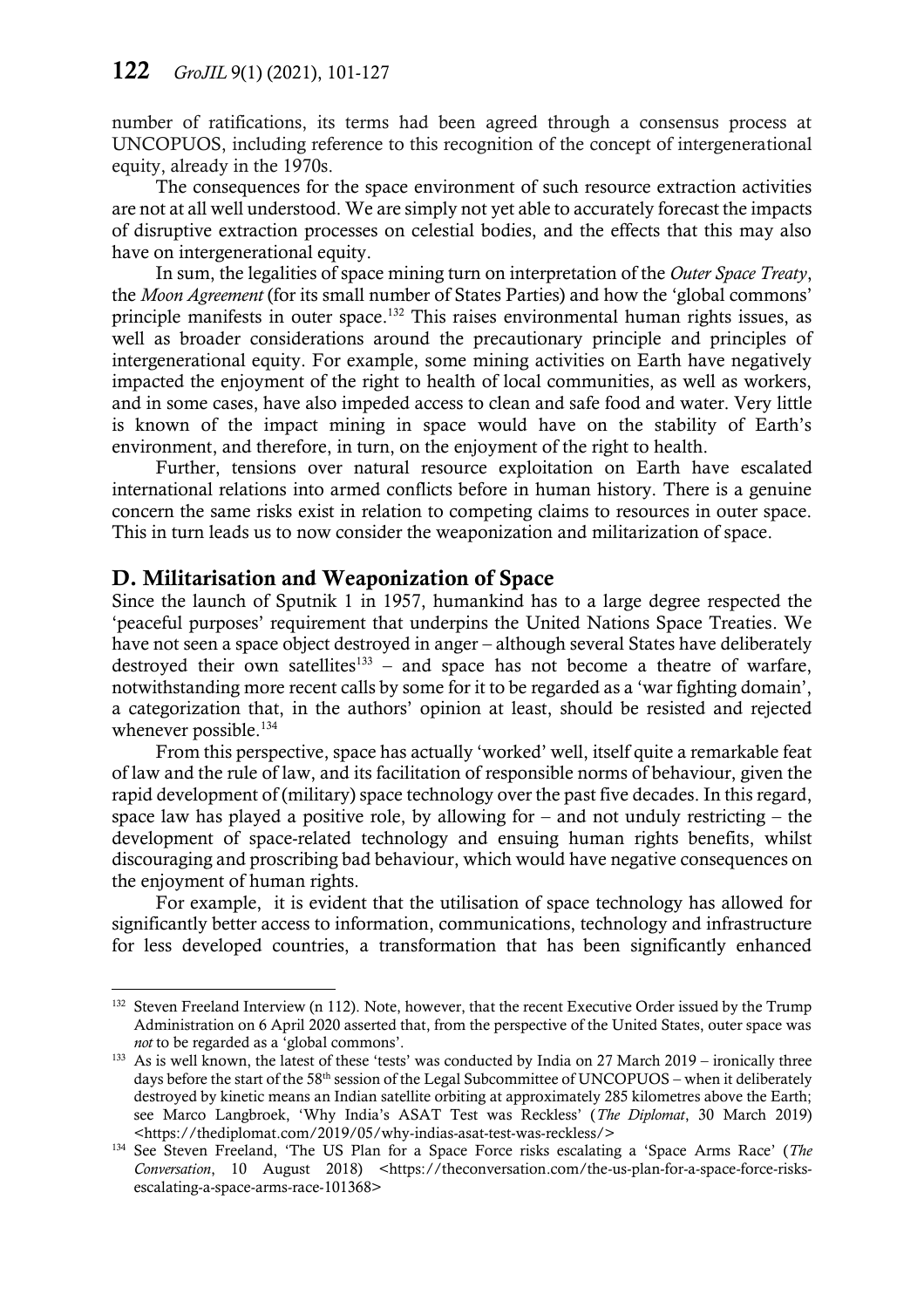number of ratifications, its terms had been agreed through a consensus process at UNCOPUOS, including reference to this recognition of the concept of intergenerational equity, already in the 1970s.

The consequences for the space environment of such resource extraction activities are not at all well understood. We are simply not yet able to accurately forecast the impacts of disruptive extraction processes on celestial bodies, and the effects that this may also have on intergenerational equity.

In sum, the legalities of space mining turn on interpretation of the *Outer Space Treaty*, the *Moon Agreement* (for its small number of States Parties) and how the 'global commons' principle manifests in outer space.[132] This raises environmental human rights issues, as well as broader considerations around the precautionary principle and principles of intergenerational equity. For example, some mining activities on Earth have negatively impacted the enjoyment of the right to health of local communities, as well as workers, and in some cases, have also impeded access to clean and safe food and water. Very little is known of the impact mining in space would have on the stability of Earth's environment, and therefore, in turn, on the enjoyment of the right to health.

Further, tensions over natural resource exploitation on Earth have escalated international relations into armed conflicts before in human history. There is a genuine concern the same risks exist in relation to competing claims to resources in outer space. This in turn leads us to now consider the weaponization and militarization of space.

## D. Militarisation and Weaponization of Space

Since the launch of Sputnik 1 in 1957, humankind has to a large degree respected the 'peaceful purposes' requirement that underpins the United Nations Space Treaties. We have not seen a space object destroyed in anger – although several States have deliberately destroyed their own satellites[133] – and space has not become a theatre of warfare, notwithstanding more recent calls by some for it to be regarded as a 'war fighting domain', a categorization that, in the authors' opinion at least, should be resisted and rejected whenever possible.[134]

From this perspective, space has actually 'worked' well, itself quite a remarkable feat of law and the rule of law, and its facilitation of responsible norms of behaviour, given the rapid development of (military) space technology over the past five decades. In this regard, space law has played a positive role, by allowing for – and not unduly restricting – the development of space-related technology and ensuing human rights benefits, whilst discouraging and proscribing bad behaviour, which would have negative consequences on the enjoyment of human rights.

For example, it is evident that the utilisation of space technology has allowed for significantly better access to information, communications, technology and infrastructure for less developed countries, a transformation that has been significantly enhanced

---

[132] Steven Freeland Interview (n 112). Note, however, that the recent Executive Order issued by the Trump Administration on 6 April 2020 asserted that, from the perspective of the United States, outer space was *not* to be regarded as a 'global commons'.

[133] As is well known, the latest of these 'tests' was conducted by India on 27 March 2019 – ironically three days before the start of the 58th session of the Legal Subcommittee of UNCOPUOS – when it deliberately destroyed by kinetic means an Indian satellite orbiting at approximately 285 kilometres above the Earth; see Marco Langbroek, 'Why India's ASAT Test was Reckless' (*The Diplomat*, 30 March 2019) <https://thediplomat.com/2019/05/why-indias-asat-test-was-reckless/>

[134] See Steven Freeland, 'The US Plan for a Space Force risks escalating a 'Space Arms Race' (*The Conversation*, 10 August 2018) <https://theconversation.com/the-us-plan-for-a-space-force-risks-escalating-a-space-arms-race-101368>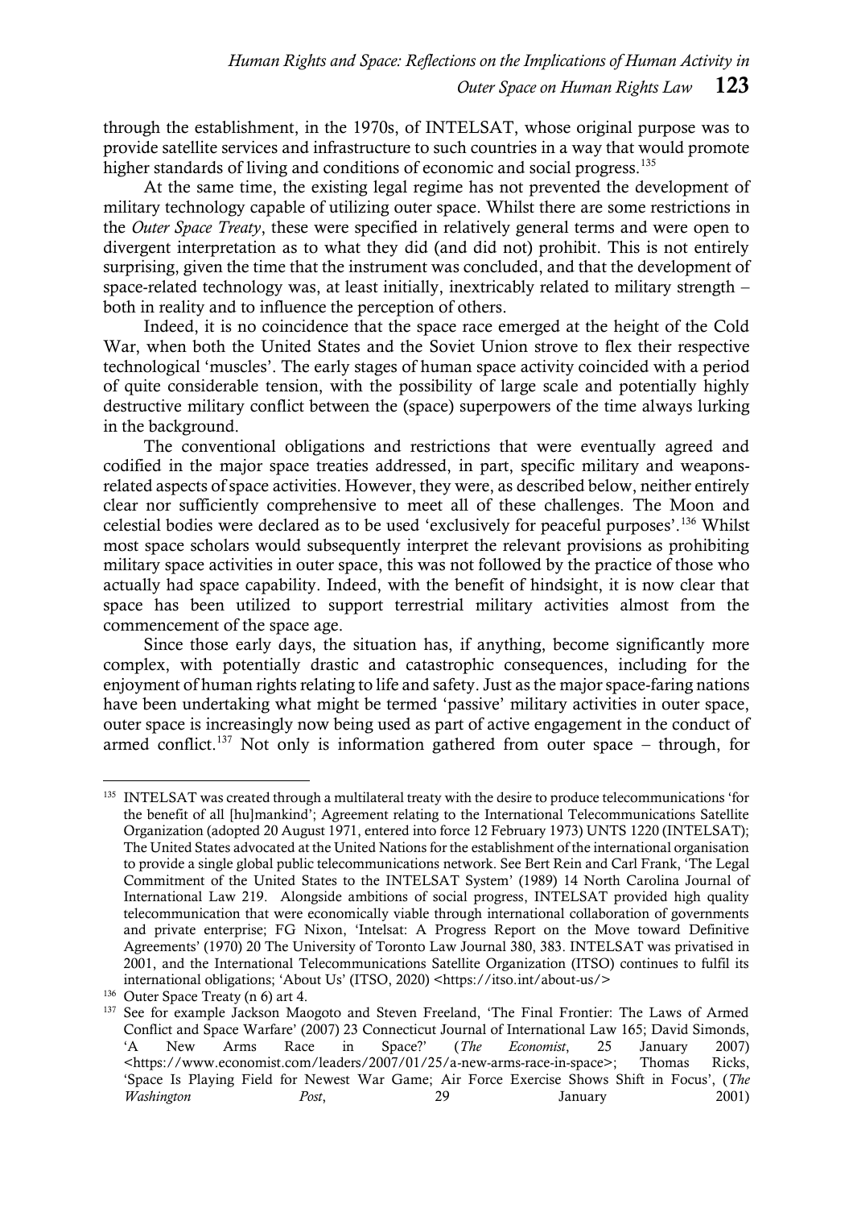through the establishment, in the 1970s, of INTELSAT, whose original purpose was to provide satellite services and infrastructure to such countries in a way that would promote higher standards of living and conditions of economic and social progress.[135]

At the same time, the existing legal regime has not prevented the development of military technology capable of utilizing outer space. Whilst there are some restrictions in the *Outer Space Treaty*, these were specified in relatively general terms and were open to divergent interpretation as to what they did (and did not) prohibit. This is not entirely surprising, given the time that the instrument was concluded, and that the development of space-related technology was, at least initially, inextricably related to military strength – both in reality and to influence the perception of others.

Indeed, it is no coincidence that the space race emerged at the height of the Cold War, when both the United States and the Soviet Union strove to flex their respective technological 'muscles'. The early stages of human space activity coincided with a period of quite considerable tension, with the possibility of large scale and potentially highly destructive military conflict between the (space) superpowers of the time always lurking in the background.

The conventional obligations and restrictions that were eventually agreed and codified in the major space treaties addressed, in part, specific military and weapons-related aspects of space activities. However, they were, as described below, neither entirely clear nor sufficiently comprehensive to meet all of these challenges. The Moon and celestial bodies were declared as to be used 'exclusively for peaceful purposes'.[136] Whilst most space scholars would subsequently interpret the relevant provisions as prohibiting military space activities in outer space, this was not followed by the practice of those who actually had space capability. Indeed, with the benefit of hindsight, it is now clear that space has been utilized to support terrestrial military activities almost from the commencement of the space age.

Since those early days, the situation has, if anything, become significantly more complex, with potentially drastic and catastrophic consequences, including for the enjoyment of human rights relating to life and safety. Just as the major space-faring nations have been undertaking what might be termed 'passive' military activities in outer space, outer space is increasingly now being used as part of active engagement in the conduct of armed conflict.[137] Not only is information gathered from outer space – through, for

---

[135] INTELSAT was created through a multilateral treaty with the desire to produce telecommunications 'for the benefit of all [hu]mankind'; Agreement relating to the International Telecommunications Satellite Organization (adopted 20 August 1971, entered into force 12 February 1973) UNTS 1220 (INTELSAT); The United States advocated at the United Nations for the establishment of the international organisation to provide a single global public telecommunications network. See Bert Rein and Carl Frank, 'The Legal Commitment of the United States to the INTELSAT System' (1989) 14 North Carolina Journal of International Law 219. Alongside ambitions of social progress, INTELSAT provided high quality telecommunication that were economically viable through international collaboration of governments and private enterprise; FG Nixon, 'Intelsat: A Progress Report on the Move toward Definitive Agreements' (1970) 20 The University of Toronto Law Journal 380, 383. INTELSAT was privatised in 2001, and the International Telecommunications Satellite Organization (ITSO) continues to fulfil its international obligations; 'About Us' (ITSO, 2020) <https://itso.int/about-us/>

[136] Outer Space Treaty (n 6) art 4.

[137] See for example Jackson Maogoto and Steven Freeland, 'The Final Frontier: The Laws of Armed Conflict and Space Warfare' (2007) 23 Connecticut Journal of International Law 165; David Simonds, 'A New Arms Race in Space?' (*The Economist*, 25 January 2007) <https://www.economist.com/leaders/2007/01/25/a-new-arms-race-in-space>; Thomas Ricks, 'Space Is Playing Field for Newest War Game; Air Force Exercise Shows Shift in Focus', (*The Washington Post*, 29 January 2001)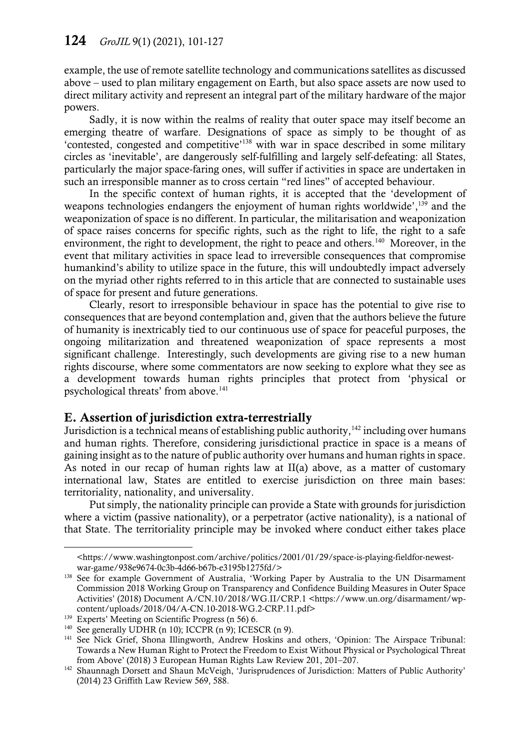example, the use of remote satellite technology and communications satellites as discussed above – used to plan military engagement on Earth, but also space assets are now used to direct military activity and represent an integral part of the military hardware of the major powers.

Sadly, it is now within the realms of reality that outer space may itself become an emerging theatre of warfare. Designations of space as simply to be thought of as 'contested, congested and competitive'[138] with war in space described in some military circles as 'inevitable', are dangerously self-fulfilling and largely self-defeating: all States, particularly the major space-faring ones, will suffer if activities in space are undertaken in such an irresponsible manner as to cross certain "red lines" of accepted behaviour.

In the specific context of human rights, it is accepted that the 'development of weapons technologies endangers the enjoyment of human rights worldwide',[139] and the weaponization of space is no different. In particular, the militarisation and weaponization of space raises concerns for specific rights, such as the right to life, the right to a safe environment, the right to development, the right to peace and others.[140] Moreover, in the event that military activities in space lead to irreversible consequences that compromise humankind's ability to utilize space in the future, this will undoubtedly impact adversely on the myriad other rights referred to in this article that are connected to sustainable uses of space for present and future generations.

Clearly, resort to irresponsible behaviour in space has the potential to give rise to consequences that are beyond contemplation and, given that the authors believe the future of humanity is inextricably tied to our continuous use of space for peaceful purposes, the ongoing militarization and threatened weaponization of space represents a most significant challenge. Interestingly, such developments are giving rise to a new human rights discourse, where some commentators are now seeking to explore what they see as a development towards human rights principles that protect from 'physical or psychological threats' from above.[141]

## E. Assertion of jurisdiction extra-terrestrially

Jurisdiction is a technical means of establishing public authority,[142] including over humans and human rights. Therefore, considering jurisdictional practice in space is a means of gaining insight as to the nature of public authority over humans and human rights in space. As noted in our recap of human rights law at II(a) above, as a matter of customary international law, States are entitled to exercise jurisdiction on three main bases: territoriality, nationality, and universality.

Put simply, the nationality principle can provide a State with grounds for jurisdiction where a victim (passive nationality), or a perpetrator (active nationality), is a national of that State. The territoriality principle may be invoked where conduct either takes place

---

<https://www.washingtonpost.com/archive/politics/2001/01/29/space-is-playing-fieldfor-newest-war-game/938e9674-0c3b-4d66-b67b-e3195b1275fd/>

[138] See for example Government of Australia, 'Working Paper by Australia to the UN Disarmament Commission 2018 Working Group on Transparency and Confidence Building Measures in Outer Space Activities' (2018) Document A/CN.10/2018/WG.II/CRP.1 <https://www.un.org/disarmament/wp-content/uploads/2018/04/A-CN.10-2018-WG.2-CRP.11.pdf>

[139] Experts' Meeting on Scientific Progress (n 56) 6.

[140] See generally UDHR (n 10); ICCPR (n 9); ICESCR (n 9).

[141] See Nick Grief, Shona Illingworth, Andrew Hoskins and others, 'Opinion: The Airspace Tribunal: Towards a New Human Right to Protect the Freedom to Exist Without Physical or Psychological Threat from Above' (2018) 3 European Human Rights Law Review 201, 201–207.

[142] Shaunnagh Dorsett and Shaun McVeigh, 'Jurisprudences of Jurisdiction: Matters of Public Authority' (2014) 23 Griffith Law Review 569, 588.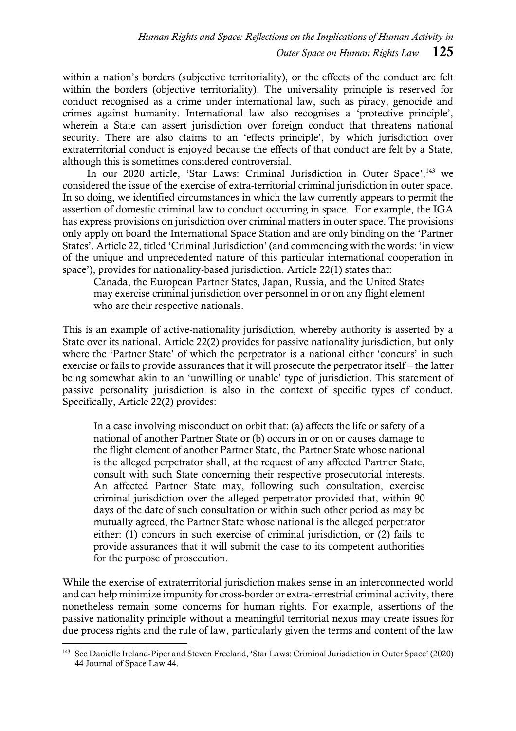within a nation's borders (subjective territoriality), or the effects of the conduct are felt within the borders (objective territoriality). The universality principle is reserved for conduct recognised as a crime under international law, such as piracy, genocide and crimes against humanity. International law also recognises a 'protective principle', wherein a State can assert jurisdiction over foreign conduct that threatens national security. There are also claims to an 'effects principle', by which jurisdiction over extraterritorial conduct is enjoyed because the effects of that conduct are felt by a State, although this is sometimes considered controversial.

In our 2020 article, 'Star Laws: Criminal Jurisdiction in Outer Space',[143] we considered the issue of the exercise of extra-territorial criminal jurisdiction in outer space. In so doing, we identified circumstances in which the law currently appears to permit the assertion of domestic criminal law to conduct occurring in space. For example, the IGA has express provisions on jurisdiction over criminal matters in outer space. The provisions only apply on board the International Space Station and are only binding on the 'Partner States'. Article 22, titled 'Criminal Jurisdiction' (and commencing with the words: 'in view of the unique and unprecedented nature of this particular international cooperation in space'), provides for nationality-based jurisdiction. Article 22(1) states that:

> Canada, the European Partner States, Japan, Russia, and the United States may exercise criminal jurisdiction over personnel in or on any flight element who are their respective nationals.

This is an example of active-nationality jurisdiction, whereby authority is asserted by a State over its national. Article 22(2) provides for passive nationality jurisdiction, but only where the 'Partner State' of which the perpetrator is a national either 'concurs' in such exercise or fails to provide assurances that it will prosecute the perpetrator itself – the latter being somewhat akin to an 'unwilling or unable' type of jurisdiction. This statement of passive personality jurisdiction is also in the context of specific types of conduct. Specifically, Article 22(2) provides:

> In a case involving misconduct on orbit that: (a) affects the life or safety of a national of another Partner State or (b) occurs in or on or causes damage to the flight element of another Partner State, the Partner State whose national is the alleged perpetrator shall, at the request of any affected Partner State, consult with such State concerning their respective prosecutorial interests. An affected Partner State may, following such consultation, exercise criminal jurisdiction over the alleged perpetrator provided that, within 90 days of the date of such consultation or within such other period as may be mutually agreed, the Partner State whose national is the alleged perpetrator either: (1) concurs in such exercise of criminal jurisdiction, or (2) fails to provide assurances that it will submit the case to its competent authorities for the purpose of prosecution.

While the exercise of extraterritorial jurisdiction makes sense in an interconnected world and can help minimize impunity for cross-border or extra-terrestrial criminal activity, there nonetheless remain some concerns for human rights. For example, assertions of the passive nationality principle without a meaningful territorial nexus may create issues for due process rights and the rule of law, particularly given the terms and content of the law

---

[143] See Danielle Ireland-Piper and Steven Freeland, 'Star Laws: Criminal Jurisdiction in Outer Space' (2020) 44 Journal of Space Law 44.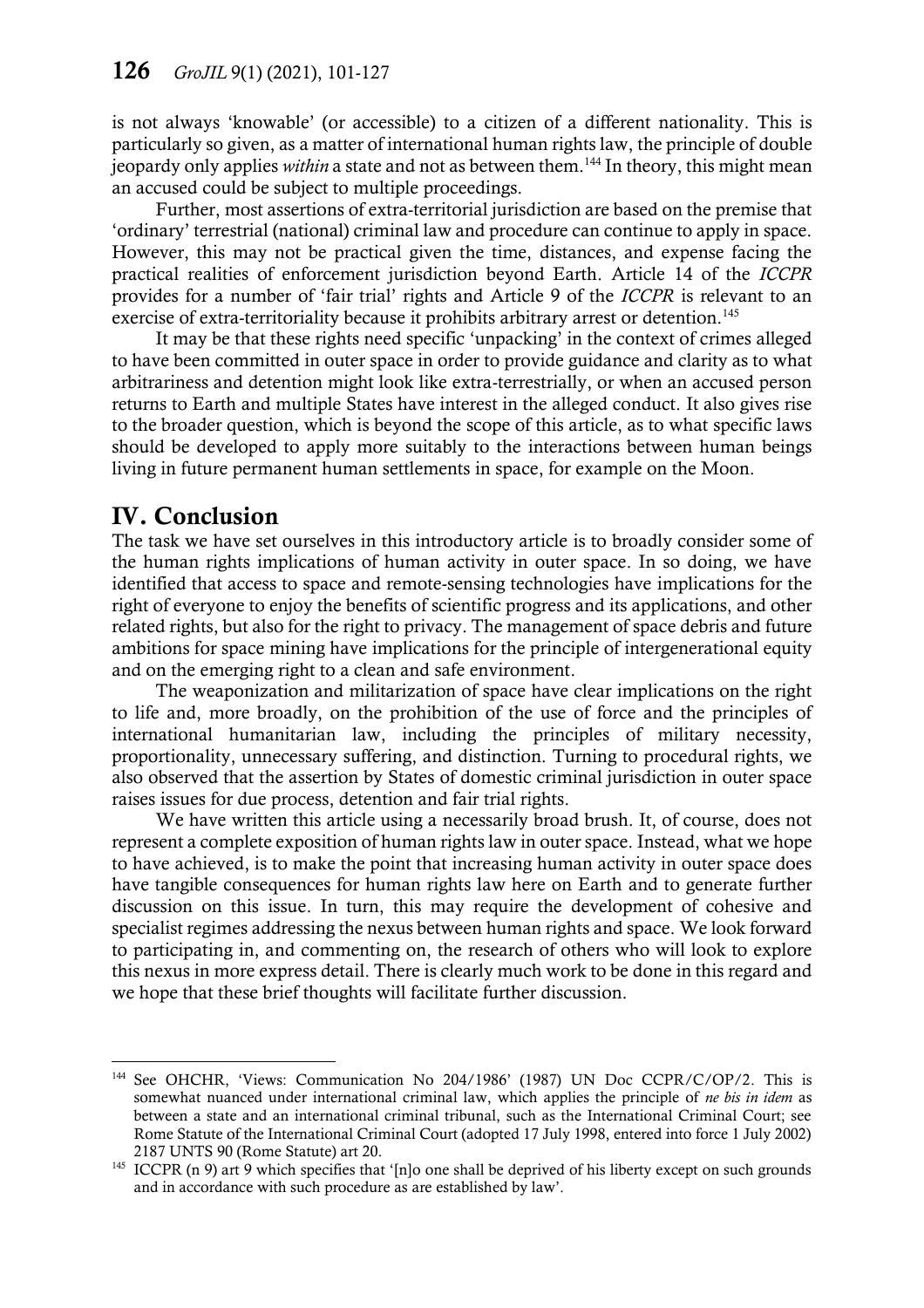is not always 'knowable' (or accessible) to a citizen of a different nationality. This is particularly so given, as a matter of international human rights law, the principle of double jeopardy only applies *within* a state and not as between them.[144] In theory, this might mean an accused could be subject to multiple proceedings.

Further, most assertions of extra-territorial jurisdiction are based on the premise that 'ordinary' terrestrial (national) criminal law and procedure can continue to apply in space. However, this may not be practical given the time, distances, and expense facing the practical realities of enforcement jurisdiction beyond Earth. Article 14 of the *ICCPR* provides for a number of 'fair trial' rights and Article 9 of the *ICCPR* is relevant to an exercise of extra-territoriality because it prohibits arbitrary arrest or detention.[145]

It may be that these rights need specific 'unpacking' in the context of crimes alleged to have been committed in outer space in order to provide guidance and clarity as to what arbitrariness and detention might look like extra-terrestrially, or when an accused person returns to Earth and multiple States have interest in the alleged conduct. It also gives rise to the broader question, which is beyond the scope of this article, as to what specific laws should be developed to apply more suitably to the interactions between human beings living in future permanent human settlements in space, for example on the Moon.

## IV. Conclusion

The task we have set ourselves in this introductory article is to broadly consider some of the human rights implications of human activity in outer space. In so doing, we have identified that access to space and remote-sensing technologies have implications for the right of everyone to enjoy the benefits of scientific progress and its applications, and other related rights, but also for the right to privacy. The management of space debris and future ambitions for space mining have implications for the principle of intergenerational equity and on the emerging right to a clean and safe environment.

The weaponization and militarization of space have clear implications on the right to life and, more broadly, on the prohibition of the use of force and the principles of international humanitarian law, including the principles of military necessity, proportionality, unnecessary suffering, and distinction. Turning to procedural rights, we also observed that the assertion by States of domestic criminal jurisdiction in outer space raises issues for due process, detention and fair trial rights.

We have written this article using a necessarily broad brush. It, of course, does not represent a complete exposition of human rights law in outer space. Instead, what we hope to have achieved, is to make the point that increasing human activity in outer space does have tangible consequences for human rights law here on Earth and to generate further discussion on this issue. In turn, this may require the development of cohesive and specialist regimes addressing the nexus between human rights and space. We look forward to participating in, and commenting on, the research of others who will look to explore this nexus in more express detail. There is clearly much work to be done in this regard and we hope that these brief thoughts will facilitate further discussion.

---

[144] See OHCHR, 'Views: Communication No 204/1986' (1987) UN Doc CCPR/C/OP/2. This is somewhat nuanced under international criminal law, which applies the principle of *ne bis in idem* as between a state and an international criminal tribunal, such as the International Criminal Court; see Rome Statute of the International Criminal Court (adopted 17 July 1998, entered into force 1 July 2002) 2187 UNTS 90 (Rome Statute) art 20.

[145] ICCPR (n 9) art 9 which specifies that '[n]o one shall be deprived of his liberty except on such grounds and in accordance with such procedure as are established by law'.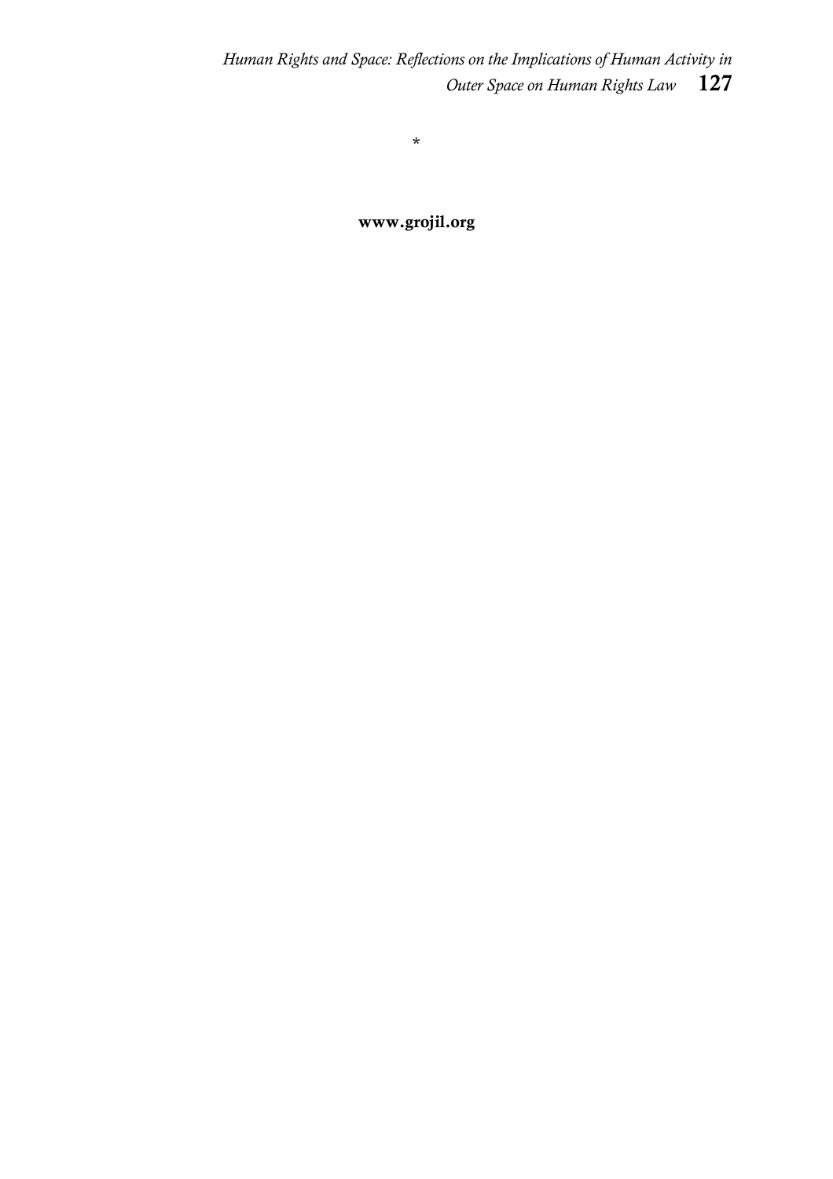*

**www.grojil.org**